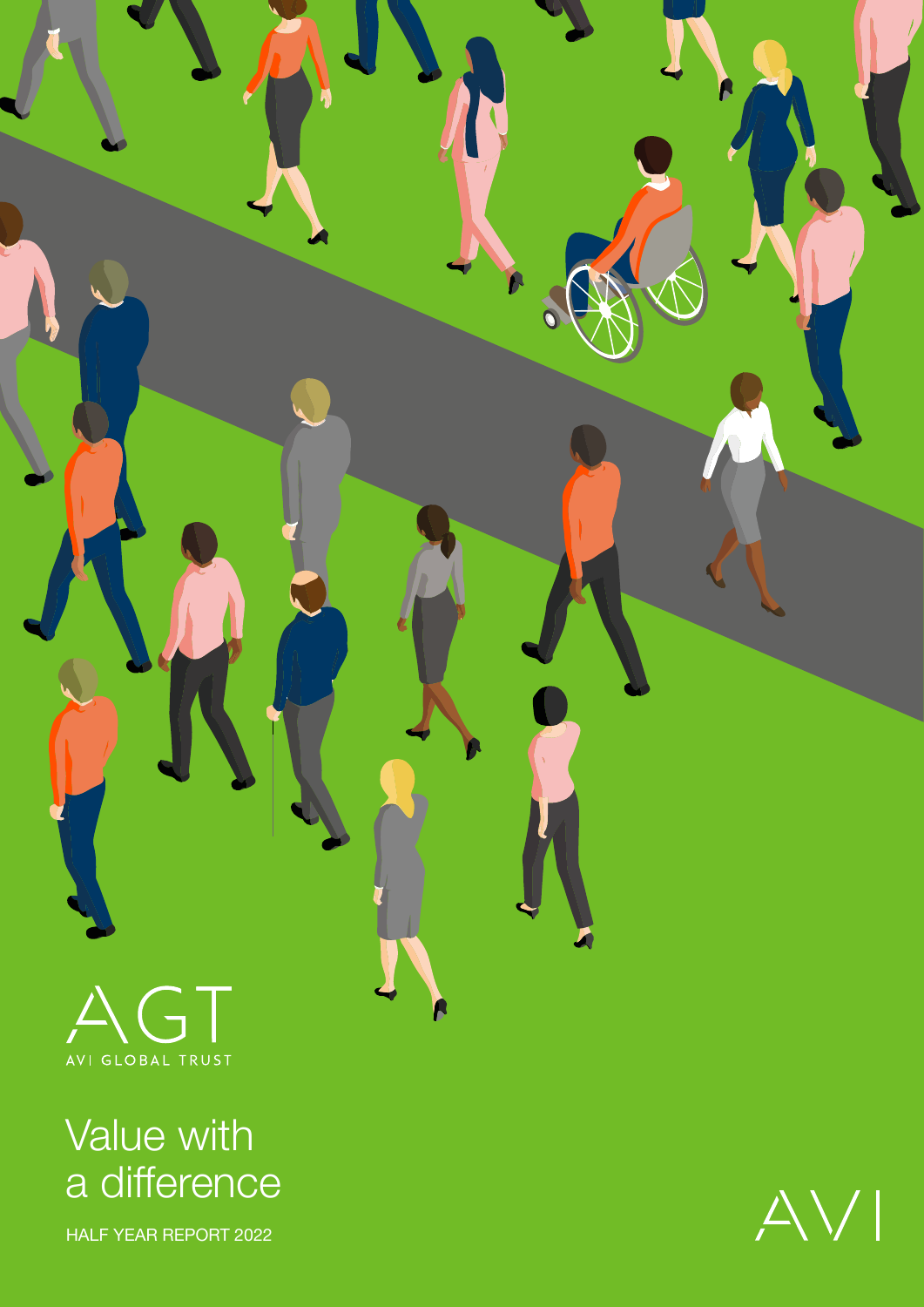AGT

AVI GLOBAL TRUST

# Value with a difference

HALF YEAR REPORT 2022

AVI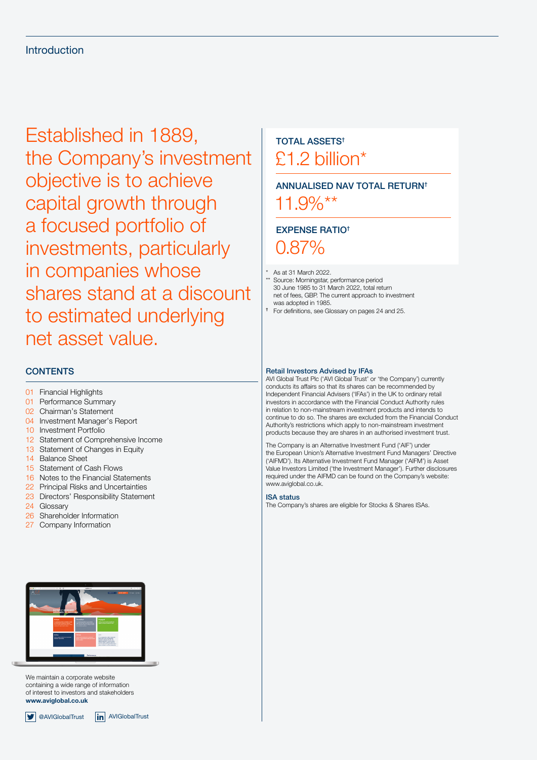# Introduction

## Established in 1889, the Company's investment objective is to achieve capital growth through a focused portfolio of investments, particularly in companies whose shares stand at a discount to estimated underlying net asset value.

**TOTAL ASSETS†**

£1.2 billion*

**ANNUALISED NAV TOTAL RETURN†**

11.9%**

**EXPENSE RATIO†**

0.87%

\* As at 31 March 2022.

\*\* Source: Morningstar, performance period 30 June 1985 to 31 March 2022, total return net of fees, GBP. The current approach to investment was adopted in 1985.

† For definitions, see Glossary on pages 24 and 25.

## CONTENTS

- 01 Financial Highlights
- 01 Performance Summary
- 02 Chairman's Statement
- 04 Investment Manager's Report
- 10 Investment Portfolio
- 12 Statement of Comprehensive Income
- 13 Statement of Changes in Equity
- 14 Balance Sheet
- 15 Statement of Cash Flows
- 16 Notes to the Financial Statements
- 22 Principal Risks and Uncertainties
- 23 Directors' Responsibility Statement
- 24 Glossary
- 26 Shareholder Information
- 27 Company Information

We maintain a corporate website containing a wide range of information of interest to investors and stakeholders

**www.aviglobal.co.uk**

@AVIGlobalTrust AVIGlobalTrust

### Retail Investors Advised by IFAs

AVI Global Trust Plc ('AVI Global Trust' or 'the Company') currently conducts its affairs so that its shares can be recommended by Independent Financial Advisers ('IFAs') in the UK to ordinary retail investors in accordance with the Financial Conduct Authority rules in relation to non-mainstream investment products and intends to continue to do so. The shares are excluded from the Financial Conduct Authority's restrictions which apply to non-mainstream investment products because they are shares in an authorised investment trust.

The Company is an Alternative Investment Fund ('AIF') under the European Union's Alternative Investment Fund Managers' Directive ('AIFMD'). Its Alternative Investment Fund Manager ('AIFM') is Asset Value Investors Limited ('the Investment Manager'). Further disclosures required under the AIFMD can be found on the Company's website: www.aviglobal.co.uk.

### ISA status

The Company's shares are eligible for Stocks & Shares ISAs.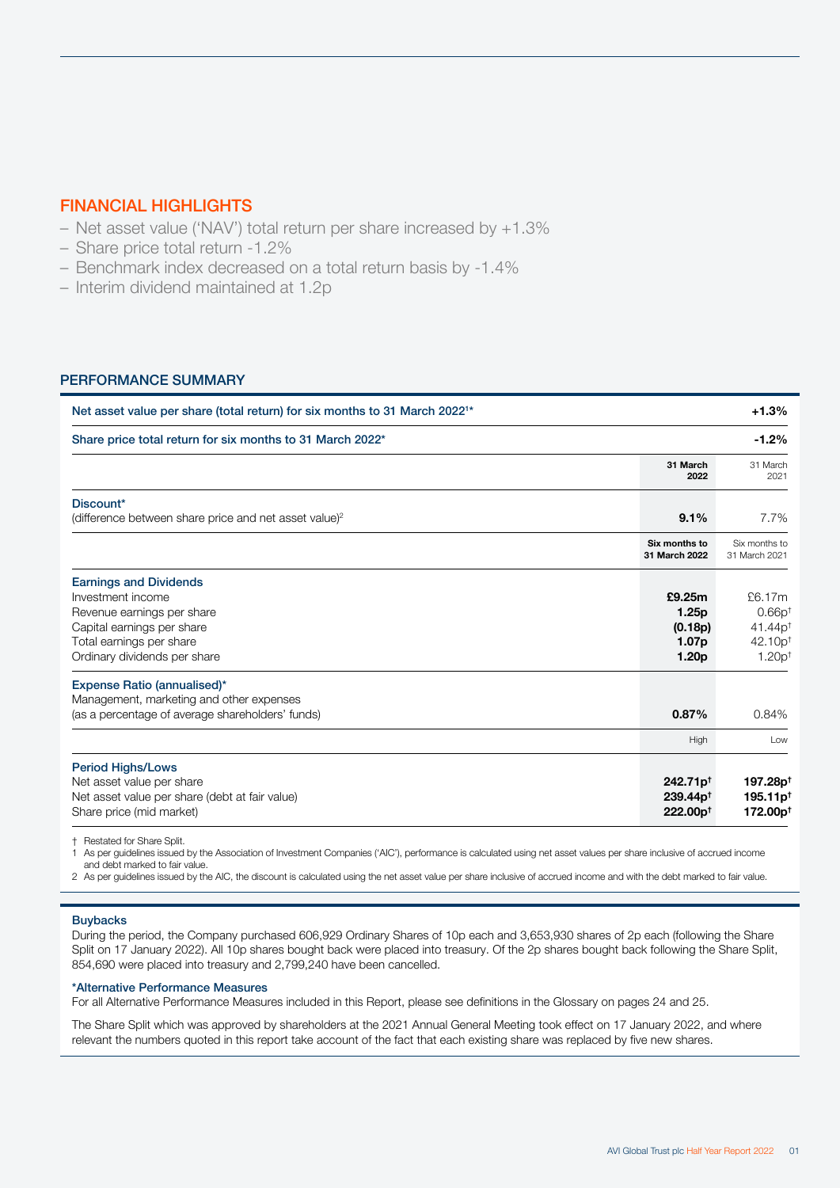## FINANCIAL HIGHLIGHTS

- Net asset value ('NAV') total return per share increased by +1.3%
- Share price total return -1.2%
- Benchmark index decreased on a total return basis by -1.4%
- Interim dividend maintained at 1.2p

### PERFORMANCE SUMMARY

| | | |
|---|---|---|
| **Net asset value per share (total return) for six months to 31 March 2022[1]*** | | **+1.3%** |
| **Share price total return for six months to 31 March 2022*** | | **-1.2%** |
| | **31 March 2022** | 31 March 2021 |
| **Discount***<br>(difference between share price and net asset value)[2] | **9.1%** | 7.7% |
| | **Six months to 31 March 2022** | Six months to 31 March 2021 |
| **Earnings and Dividends** | | |
| Investment income | **£9.25m** | £6.17m |
| Revenue earnings per share | **1.25p** | 0.66p† |
| Capital earnings per share | **(0.18p)** | 41.44p† |
| Total earnings per share | **1.07p** | 42.10p† |
| Ordinary dividends per share | **1.20p** | 1.20p† |
| **Expense Ratio (annualised)***<br>Management, marketing and other expenses<br>(as a percentage of average shareholders' funds) | **0.87%** | 0.84% |
| | High | Low |
| **Period Highs/Lows** | | |
| Net asset value per share | **242.71p†** | **197.28p†** |
| Net asset value per share (debt at fair value) | **239.44p†** | **195.11p†** |
| Share price (mid market) | **222.00p†** | **172.00p†** |

† Restated for Share Split.

1 As per guidelines issued by the Association of Investment Companies ('AIC'), performance is calculated using net asset values per share inclusive of accrued income and debt marked to fair value.

2 As per guidelines issued by the AIC, the discount is calculated using the net asset value per share inclusive of accrued income and with the debt marked to fair value.

**Buybacks**

During the period, the Company purchased 606,929 Ordinary Shares of 10p each and 3,653,930 shares of 2p each (following the Share Split on 17 January 2022). All 10p shares bought back were placed into treasury. Of the 2p shares bought back following the Share Split, 854,690 were placed into treasury and 2,799,240 have been cancelled.

**\*Alternative Performance Measures**

For all Alternative Performance Measures included in this Report, please see definitions in the Glossary on pages 24 and 25.

The Share Split which was approved by shareholders at the 2021 Annual General Meeting took effect on 17 January 2022, and where relevant the numbers quoted in this report take account of the fact that each existing share was replaced by five new shares.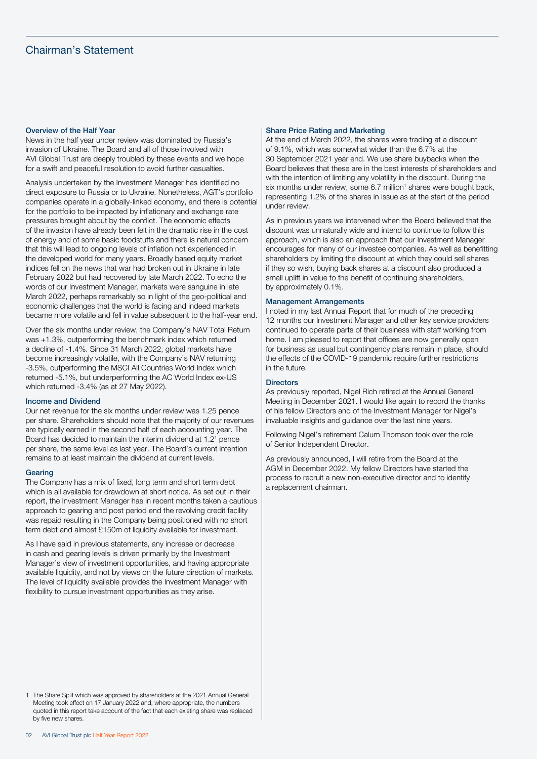# Chairman's Statement

### Overview of the Half Year

News in the half year under review was dominated by Russia's invasion of Ukraine. The Board and all of those involved with AVI Global Trust are deeply troubled by these events and we hope for a swift and peaceful resolution to avoid further casualties.

Analysis undertaken by the Investment Manager has identified no direct exposure to Russia or to Ukraine. Nonetheless, AGT's portfolio companies operate in a globally-linked economy, and there is potential for the portfolio to be impacted by inflationary and exchange rate pressures brought about by the conflict. The economic effects of the invasion have already been felt in the dramatic rise in the cost of energy and of some basic foodstuffs and there is natural concern that this will lead to ongoing levels of inflation not experienced in the developed world for many years. Broadly based equity market indices fell on the news that war had broken out in Ukraine in late February 2022 but had recovered by late March 2022. To echo the words of our Investment Manager, markets were sanguine in late March 2022, perhaps remarkably so in light of the geo-political and economic challenges that the world is facing and indeed markets became more volatile and fell in value subsequent to the half-year end.

Over the six months under review, the Company's NAV Total Return was +1.3%, outperforming the benchmark index which returned a decline of -1.4%. Since 31 March 2022, global markets have become increasingly volatile, with the Company's NAV returning -3.5%, outperforming the MSCI All Countries World Index which returned -5.1%, but underperforming the AC World Index ex-US which returned -3.4% (as at 27 May 2022).

### Income and Dividend

Our net revenue for the six months under review was 1.25 pence per share. Shareholders should note that the majority of our revenues are typically earned in the second half of each accounting year. The Board has decided to maintain the interim dividend at 1.2[1] pence per share, the same level as last year. The Board's current intention remains to at least maintain the dividend at current levels.

### Gearing

The Company has a mix of fixed, long term and short term debt which is all available for drawdown at short notice. As set out in their report, the Investment Manager has in recent months taken a cautious approach to gearing and post period end the revolving credit facility was repaid resulting in the Company being positioned with no short term debt and almost £150m of liquidity available for investment.

As I have said in previous statements, any increase or decrease in cash and gearing levels is driven primarily by the Investment Manager's view of investment opportunities, and having appropriate available liquidity, and not by views on the future direction of markets. The level of liquidity available provides the Investment Manager with flexibility to pursue investment opportunities as they arise.

### Share Price Rating and Marketing

At the end of March 2022, the shares were trading at a discount of 9.1%, which was somewhat wider than the 6.7% at the 30 September 2021 year end. We use share buybacks when the Board believes that these are in the best interests of shareholders and with the intention of limiting any volatility in the discount. During the six months under review, some 6.7 million[1] shares were bought back, representing 1.2% of the shares in issue as at the start of the period under review.

As in previous years we intervened when the Board believed that the discount was unnaturally wide and intend to continue to follow this approach, which is also an approach that our Investment Manager encourages for many of our investee companies. As well as benefitting shareholders by limiting the discount at which they could sell shares if they so wish, buying back shares at a discount also produced a small uplift in value to the benefit of continuing shareholders, by approximately 0.1%.

### Management Arrangements

I noted in my last Annual Report that for much of the preceding 12 months our Investment Manager and other key service providers continued to operate parts of their business with staff working from home. I am pleased to report that offices are now generally open for business as usual but contingency plans remain in place, should the effects of the COVID-19 pandemic require further restrictions in the future.

### Directors

As previously reported, Nigel Rich retired at the Annual General Meeting in December 2021. I would like again to record the thanks of his fellow Directors and of the Investment Manager for Nigel's invaluable insights and guidance over the last nine years.

Following Nigel's retirement Calum Thomson took over the role of Senior Independent Director.

As previously announced, I will retire from the Board at the AGM in December 2022. My fellow Directors have started the process to recruit a new non-executive director and to identify a replacement chairman.

1 The Share Split which was approved by shareholders at the 2021 Annual General Meeting took effect on 17 January 2022 and, where appropriate, the numbers quoted in this report take account of the fact that each existing share was replaced by five new shares.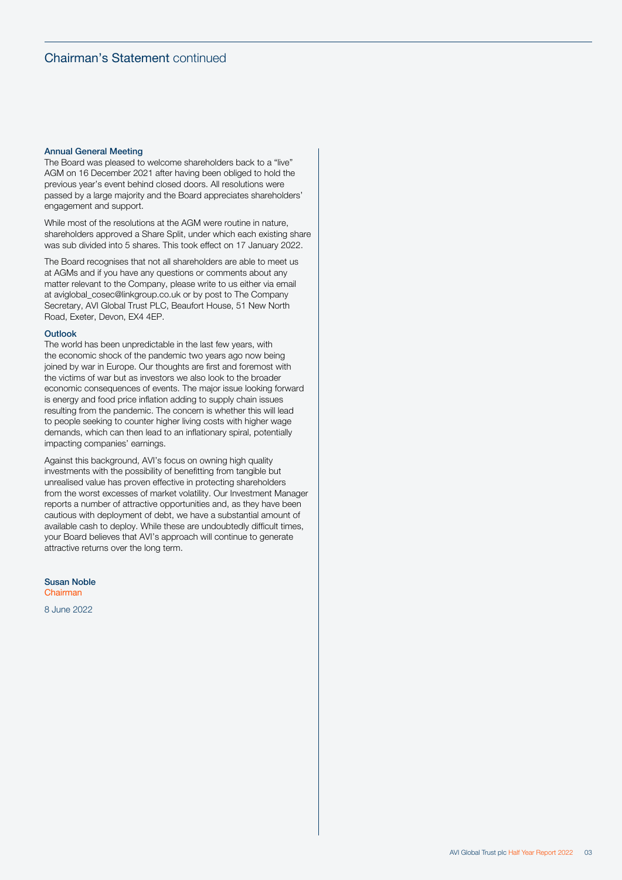## Chairman's Statement continued

### Annual General Meeting

The Board was pleased to welcome shareholders back to a "live" AGM on 16 December 2021 after having been obliged to hold the previous year's event behind closed doors. All resolutions were passed by a large majority and the Board appreciates shareholders' engagement and support.

While most of the resolutions at the AGM were routine in nature, shareholders approved a Share Split, under which each existing share was sub divided into 5 shares. This took effect on 17 January 2022.

The Board recognises that not all shareholders are able to meet us at AGMs and if you have any questions or comments about any matter relevant to the Company, please write to us either via email at aviglobal_cosec@linkgroup.co.uk or by post to The Company Secretary, AVI Global Trust PLC, Beaufort House, 51 New North Road, Exeter, Devon, EX4 4EP.

### Outlook

The world has been unpredictable in the last few years, with the economic shock of the pandemic two years ago now being joined by war in Europe. Our thoughts are first and foremost with the victims of war but as investors we also look to the broader economic consequences of events. The major issue looking forward is energy and food price inflation adding to supply chain issues resulting from the pandemic. The concern is whether this will lead to people seeking to counter higher living costs with higher wage demands, which can then lead to an inflationary spiral, potentially impacting companies' earnings.

Against this background, AVI's focus on owning high quality investments with the possibility of benefitting from tangible but unrealised value has proven effective in protecting shareholders from the worst excesses of market volatility. Our Investment Manager reports a number of attractive opportunities and, as they have been cautious with deployment of debt, we have a substantial amount of available cash to deploy. While these are undoubtedly difficult times, your Board believes that AVI's approach will continue to generate attractive returns over the long term.

**Susan Noble**
Chairman

8 June 2022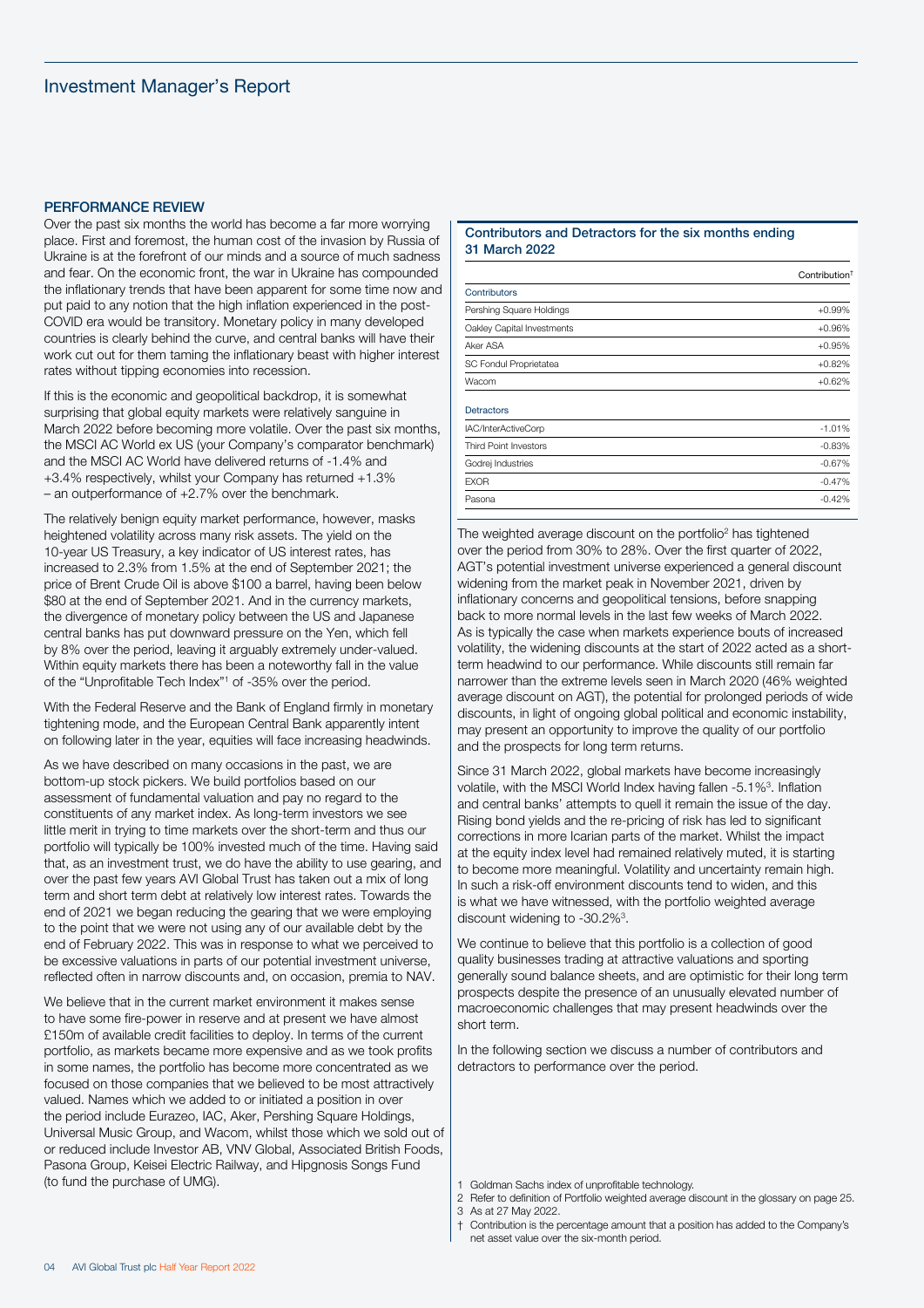# Investment Manager's Report

## PERFORMANCE REVIEW

Over the past six months the world has become a far more worrying place. First and foremost, the human cost of the invasion by Russia of Ukraine is at the forefront of our minds and a source of much sadness and fear. On the economic front, the war in Ukraine has compounded the inflationary trends that have been apparent for some time now and put paid to any notion that the high inflation experienced in the post-COVID era would be transitory. Monetary policy in many developed countries is clearly behind the curve, and central banks will have their work cut out for them taming the inflationary beast with higher interest rates without tipping economies into recession.

If this is the economic and geopolitical backdrop, it is somewhat surprising that global equity markets were relatively sanguine in March 2022 before becoming more volatile. Over the past six months, the MSCI AC World ex US (your Company's comparator benchmark) and the MSCI AC World have delivered returns of -1.4% and +3.4% respectively, whilst your Company has returned +1.3% – an outperformance of +2.7% over the benchmark.

The relatively benign equity market performance, however, masks heightened volatility across many risk assets. The yield on the 10-year US Treasury, a key indicator of US interest rates, has increased to 2.3% from 1.5% at the end of September 2021; the price of Brent Crude Oil is above $100 a barrel, having been below $80 at the end of September 2021. And in the currency markets, the divergence of monetary policy between the US and Japanese central banks has put downward pressure on the Yen, which fell by 8% over the period, leaving it arguably extremely under-valued. Within equity markets there has been a noteworthy fall in the value of the "Unprofitable Tech Index"[1] of -35% over the period.

With the Federal Reserve and the Bank of England firmly in monetary tightening mode, and the European Central Bank apparently intent on following later in the year, equities will face increasing headwinds.

As we have described on many occasions in the past, we are bottom-up stock pickers. We build portfolios based on our assessment of fundamental valuation and pay no regard to the constituents of any market index. As long-term investors we see little merit in trying to time markets over the short-term and thus our portfolio will typically be 100% invested much of the time. Having said that, as an investment trust, we do have the ability to use gearing, and over the past few years AVI Global Trust has taken out a mix of long term and short term debt at relatively low interest rates. Towards the end of 2021 we began reducing the gearing that we were employing to the point that we were not using any of our available debt by the end of February 2022. This was in response to what we perceived to be excessive valuations in parts of our potential investment universe, reflected often in narrow discounts and, on occasion, premia to NAV.

We believe that in the current market environment it makes sense to have some fire-power in reserve and at present we have almost £150m of available credit facilities to deploy. In terms of the current portfolio, as markets became more expensive and as we took profits in some names, the portfolio has become more concentrated as we focused on those companies that we believed to be most attractively valued. Names which we added to or initiated a position in over the period include Eurazeo, IAC, Aker, Pershing Square Holdings, Universal Music Group, and Wacom, whilst those which we sold out of or reduced include Investor AB, VNV Global, Associated British Foods, Pasona Group, Keisei Electric Railway, and Hipgnosis Songs Fund (to fund the purchase of UMG).

### Contributors and Detractors for the six months ending 31 March 2022

| | Contribution† |
|---|---|
| **Contributors** | |
| Pershing Square Holdings | +0.99% |
| Oakley Capital Investments | +0.96% |
| Aker ASA | +0.95% |
| SC Fondul Proprietatea | +0.82% |
| Wacom | +0.62% |
| **Detractors** | |
| IAC/InterActiveCorp | -1.01% |
| Third Point Investors | -0.83% |
| Godrej Industries | -0.67% |
| EXOR | -0.47% |
| Pasona | -0.42% |

The weighted average discount on the portfolio[2] has tightened over the period from 30% to 28%. Over the first quarter of 2022, AGT's potential investment universe experienced a general discount widening from the market peak in November 2021, driven by inflationary concerns and geopolitical tensions, before snapping back to more normal levels in the last few weeks of March 2022. As is typically the case when markets experience bouts of increased volatility, the widening discounts at the start of 2022 acted as a short-term headwind to our performance. While discounts still remain far narrower than the extreme levels seen in March 2020 (46% weighted average discount on AGT), the potential for prolonged periods of wide discounts, in light of ongoing global political and economic instability, may present an opportunity to improve the quality of our portfolio and the prospects for long term returns.

Since 31 March 2022, global markets have become increasingly volatile, with the MSCI World Index having fallen -5.1%[3]. Inflation and central banks' attempts to quell it remain the issue of the day. Rising bond yields and the re-pricing of risk has led to significant corrections in more Icarian parts of the market. Whilst the impact at the equity index level had remained relatively muted, it is starting to become more meaningful. Volatility and uncertainty remain high. In such a risk-off environment discounts tend to widen, and this is what we have witnessed, with the portfolio weighted average discount widening to -30.2%[3].

We continue to believe that this portfolio is a collection of good quality businesses trading at attractive valuations and sporting generally sound balance sheets, and are optimistic for their long term prospects despite the presence of an unusually elevated number of macroeconomic challenges that may present headwinds over the short term.

In the following section we discuss a number of contributors and detractors to performance over the period.

1 Goldman Sachs index of unprofitable technology.
2 Refer to definition of Portfolio weighted average discount in the glossary on page 25.
3 As at 27 May 2022.
† Contribution is the percentage amount that a position has added to the Company's net asset value over the six-month period.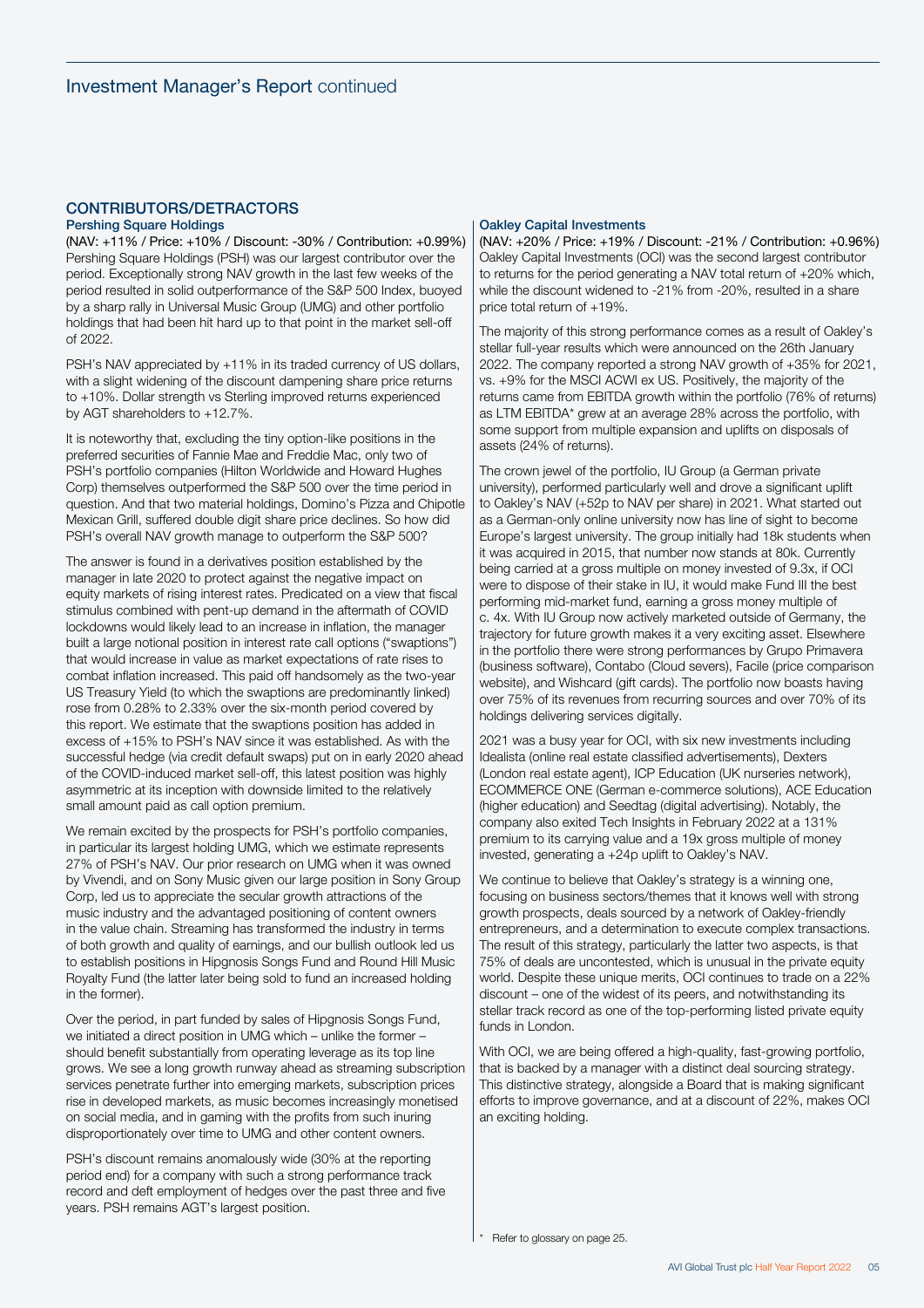## CONTRIBUTORS/DETRACTORS

### Pershing Square Holdings

(NAV: +11% / Price: +10% / Discount: -30% / Contribution: +0.99%)

Pershing Square Holdings (PSH) was our largest contributor over the period. Exceptionally strong NAV growth in the last few weeks of the period resulted in solid outperformance of the S&P 500 Index, buoyed by a sharp rally in Universal Music Group (UMG) and other portfolio holdings that had been hit hard up to that point in the market sell-off of 2022.

PSH's NAV appreciated by +11% in its traded currency of US dollars, with a slight widening of the discount dampening share price returns to +10%. Dollar strength vs Sterling improved returns experienced by AGT shareholders to +12.7%.

It is noteworthy that, excluding the tiny option-like positions in the preferred securities of Fannie Mae and Freddie Mac, only two of PSH's portfolio companies (Hilton Worldwide and Howard Hughes Corp) themselves outperformed the S&P 500 over the time period in question. And that two material holdings, Domino's Pizza and Chipotle Mexican Grill, suffered double digit share price declines. So how did PSH's overall NAV growth manage to outperform the S&P 500?

The answer is found in a derivatives position established by the manager in late 2020 to protect against the negative impact on equity markets of rising interest rates. Predicated on a view that fiscal stimulus combined with pent-up demand in the aftermath of COVID lockdowns would likely lead to an increase in inflation, the manager built a large notional position in interest rate call options ("swaptions") that would increase in value as market expectations of rate rises to combat inflation increased. This paid off handsomely as the two-year US Treasury Yield (to which the swaptions are predominantly linked) rose from 0.28% to 2.33% over the six-month period covered by this report. We estimate that the swaptions position has added in excess of +15% to PSH's NAV since it was established. As with the successful hedge (via credit default swaps) put on in early 2020 ahead of the COVID-induced market sell-off, this latest position was highly asymmetric at its inception with downside limited to the relatively small amount paid as call option premium.

We remain excited by the prospects for PSH's portfolio companies, in particular its largest holding UMG, which we estimate represents 27% of PSH's NAV. Our prior research on UMG when it was owned by Vivendi, and on Sony Music given our large position in Sony Group Corp, led us to appreciate the secular growth attractions of the music industry and the advantaged positioning of content owners in the value chain. Streaming has transformed the industry in terms of both growth and quality of earnings, and our bullish outlook led us to establish positions in Hipgnosis Songs Fund and Round Hill Music Royalty Fund (the latter later being sold to fund an increased holding in the former).

Over the period, in part funded by sales of Hipgnosis Songs Fund, we initiated a direct position in UMG which – unlike the former – should benefit substantially from operating leverage as its top line grows. We see a long growth runway ahead as streaming subscription services penetrate further into emerging markets, subscription prices rise in developed markets, as music becomes increasingly monetised on social media, and in gaming with the profits from such inuring disproportionately over time to UMG and other content owners.

PSH's discount remains anomalously wide (30% at the reporting period end) for a company with such a strong performance track record and deft employment of hedges over the past three and five years. PSH remains AGT's largest position.

### Oakley Capital Investments

(NAV: +20% / Price: +19% / Discount: -21% / Contribution: +0.96%)

Oakley Capital Investments (OCI) was the second largest contributor to returns for the period generating a NAV total return of +20% which, while the discount widened to -21% from -20%, resulted in a share price total return of +19%.

The majority of this strong performance comes as a result of Oakley's stellar full-year results which were announced on the 26th January 2022. The company reported a strong NAV growth of +35% for 2021, vs. +9% for the MSCI ACWI ex US. Positively, the majority of the returns came from EBITDA growth within the portfolio (76% of returns) as LTM EBITDA* grew at an average 28% across the portfolio, with some support from multiple expansion and uplifts on disposals of assets (24% of returns).

The crown jewel of the portfolio, IU Group (a German private university), performed particularly well and drove a significant uplift to Oakley's NAV (+52p to NAV per share) in 2021. What started out as a German-only online university now has line of sight to become Europe's largest university. The group initially had 18k students when it was acquired in 2015, that number now stands at 80k. Currently being carried at a gross multiple on money invested of 9.3x, if OCI were to dispose of their stake in IU, it would make Fund III the best performing mid-market fund, earning a gross money multiple of c. 4x. With IU Group now actively marketed outside of Germany, the trajectory for future growth makes it a very exciting asset. Elsewhere in the portfolio there were strong performances by Grupo Primavera (business software), Contabo (Cloud severs), Facile (price comparison website), and Wishcard (gift cards). The portfolio now boasts having over 75% of its revenues from recurring sources and over 70% of its holdings delivering services digitally.

2021 was a busy year for OCI, with six new investments including Idealista (online real estate classified advertisements), Dexters (London real estate agent), ICP Education (UK nurseries network), ECOMMERCE ONE (German e-commerce solutions), ACE Education (higher education) and Seedtag (digital advertising). Notably, the company also exited Tech Insights in February 2022 at a 131% premium to its carrying value and a 19x gross multiple of money invested, generating a +24p uplift to Oakley's NAV.

We continue to believe that Oakley's strategy is a winning one, focusing on business sectors/themes that it knows well with strong growth prospects, deals sourced by a network of Oakley-friendly entrepreneurs, and a determination to execute complex transactions. The result of this strategy, particularly the latter two aspects, is that 75% of deals are uncontested, which is unusual in the private equity world. Despite these unique merits, OCI continues to trade on a 22% discount – one of the widest of its peers, and notwithstanding its stellar track record as one of the top-performing listed private equity funds in London.

With OCI, we are being offered a high-quality, fast-growing portfolio, that is backed by a manager with a distinct deal sourcing strategy. This distinctive strategy, alongside a Board that is making significant efforts to improve governance, and at a discount of 22%, makes OCI an exciting holding.

\* Refer to glossary on page 25.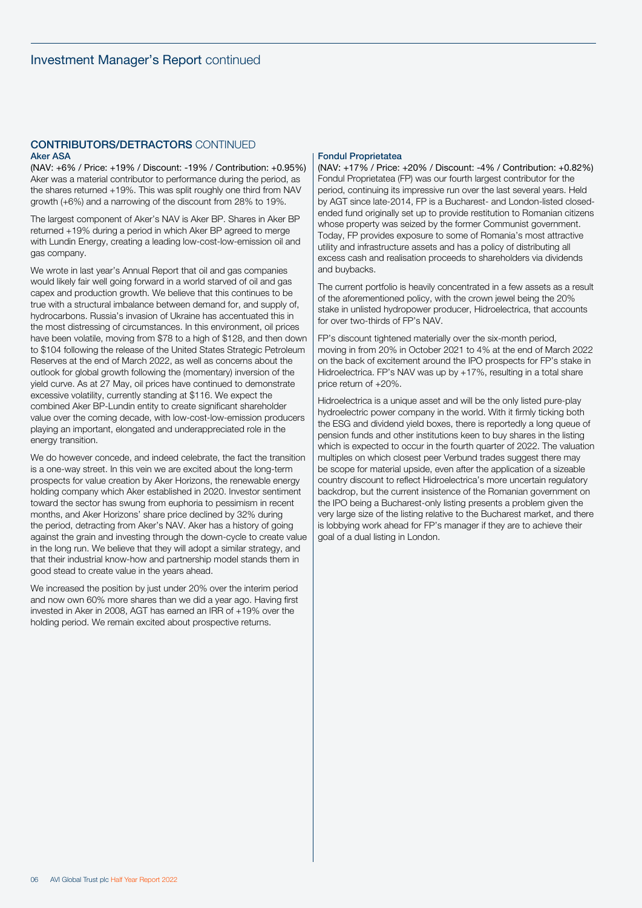## CONTRIBUTORS/DETRACTORS CONTINUED

### Aker ASA

(NAV: +6% / Price: +19% / Discount: -19% / Contribution: +0.95%)
Aker was a material contributor to performance during the period, as the shares returned +19%. This was split roughly one third from NAV growth (+6%) and a narrowing of the discount from 28% to 19%.

The largest component of Aker's NAV is Aker BP. Shares in Aker BP returned +19% during a period in which Aker BP agreed to merge with Lundin Energy, creating a leading low-cost-low-emission oil and gas company.

We wrote in last year's Annual Report that oil and gas companies would likely fair well going forward in a world starved of oil and gas capex and production growth. We believe that this continues to be true with a structural imbalance between demand for, and supply of, hydrocarbons. Russia's invasion of Ukraine has accentuated this in the most distressing of circumstances. In this environment, oil prices have been volatile, moving from $78 to a high of $128, and then down to $104 following the release of the United States Strategic Petroleum Reserves at the end of March 2022, as well as concerns about the outlook for global growth following the (momentary) inversion of the yield curve. As at 27 May, oil prices have continued to demonstrate excessive volatility, currently standing at $116. We expect the combined Aker BP-Lundin entity to create significant shareholder value over the coming decade, with low-cost-low-emission producers playing an important, elongated and underappreciated role in the energy transition.

We do however concede, and indeed celebrate, the fact the transition is a one-way street. In this vein we are excited about the long-term prospects for value creation by Aker Horizons, the renewable energy holding company which Aker established in 2020. Investor sentiment toward the sector has swung from euphoria to pessimism in recent months, and Aker Horizons' share price declined by 32% during the period, detracting from Aker's NAV. Aker has a history of going against the grain and investing through the down-cycle to create value in the long run. We believe that they will adopt a similar strategy, and that their industrial know-how and partnership model stands them in good stead to create value in the years ahead.

We increased the position by just under 20% over the interim period and now own 60% more shares than we did a year ago. Having first invested in Aker in 2008, AGT has earned an IRR of +19% over the holding period. We remain excited about prospective returns.

### Fondul Proprietatea

(NAV: +17% / Price: +20% / Discount: -4% / Contribution: +0.82%)
Fondul Proprietatea (FP) was our fourth largest contributor for the period, continuing its impressive run over the last several years. Held by AGT since late-2014, FP is a Bucharest- and London-listed closed-ended fund originally set up to provide restitution to Romanian citizens whose property was seized by the former Communist government. Today, FP provides exposure to some of Romania's most attractive utility and infrastructure assets and has a policy of distributing all excess cash and realisation proceeds to shareholders via dividends and buybacks.

The current portfolio is heavily concentrated in a few assets as a result of the aforementioned policy, with the crown jewel being the 20% stake in unlisted hydropower producer, Hidroelectrica, that accounts for over two-thirds of FP's NAV.

FP's discount tightened materially over the six-month period, moving in from 20% in October 2021 to 4% at the end of March 2022 on the back of excitement around the IPO prospects for FP's stake in Hidroelectrica. FP's NAV was up by +17%, resulting in a total share price return of +20%.

Hidroelectrica is a unique asset and will be the only listed pure-play hydroelectric power company in the world. With it firmly ticking both the ESG and dividend yield boxes, there is reportedly a long queue of pension funds and other institutions keen to buy shares in the listing which is expected to occur in the fourth quarter of 2022. The valuation multiples on which closest peer Verbund trades suggest there may be scope for material upside, even after the application of a sizeable country discount to reflect Hidroelectrica's more uncertain regulatory backdrop, but the current insistence of the Romanian government on the IPO being a Bucharest-only listing presents a problem given the very large size of the listing relative to the Bucharest market, and there is lobbying work ahead for FP's manager if they are to achieve their goal of a dual listing in London.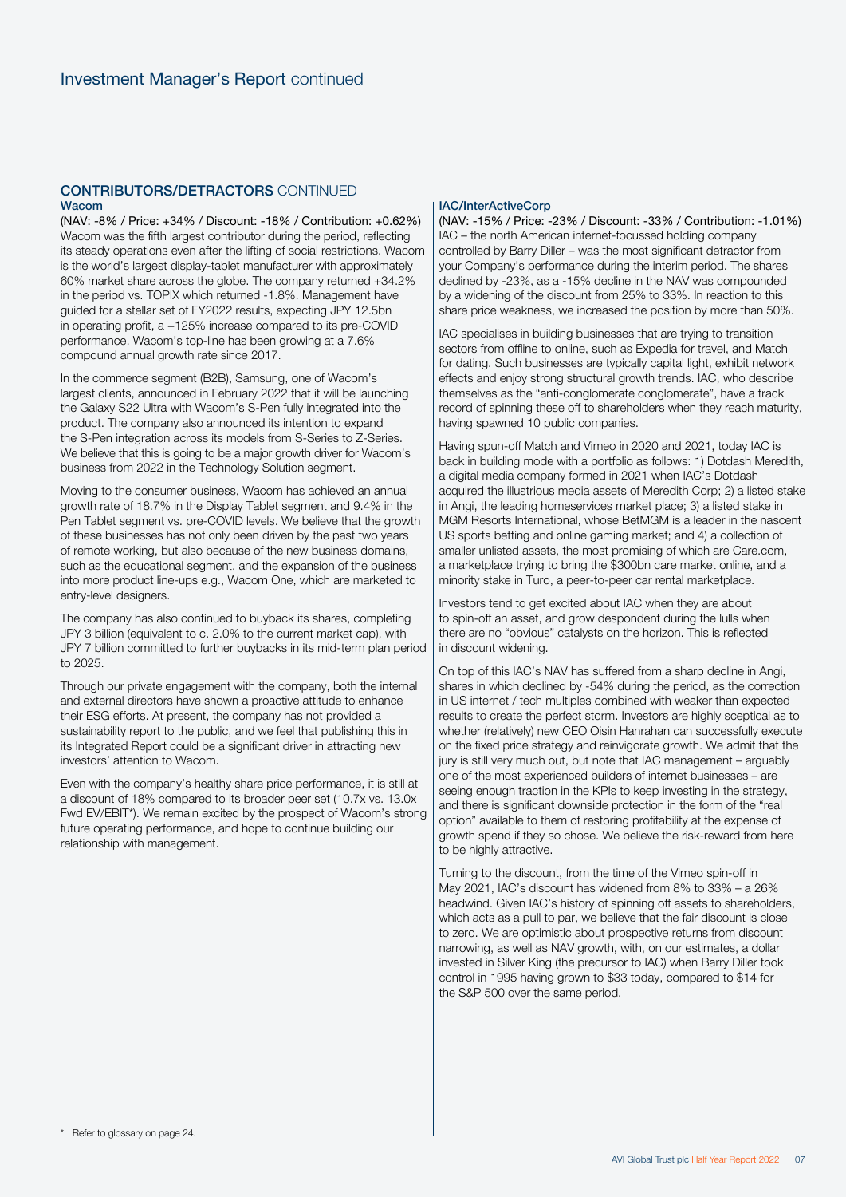## CONTRIBUTORS/DETRACTORS CONTINUED

### Wacom

(NAV: -8% / Price: +34% / Discount: -18% / Contribution: +0.62%)
Wacom was the fifth largest contributor during the period, reflecting its steady operations even after the lifting of social restrictions. Wacom is the world's largest display-tablet manufacturer with approximately 60% market share across the globe. The company returned +34.2% in the period vs. TOPIX which returned -1.8%. Management have guided for a stellar set of FY2022 results, expecting JPY 12.5bn in operating profit, a +125% increase compared to its pre-COVID performance. Wacom's top-line has been growing at a 7.6% compound annual growth rate since 2017.

In the commerce segment (B2B), Samsung, one of Wacom's largest clients, announced in February 2022 that it will be launching the Galaxy S22 Ultra with Wacom's S-Pen fully integrated into the product. The company also announced its intention to expand the S-Pen integration across its models from S-Series to Z-Series. We believe that this is going to be a major growth driver for Wacom's business from 2022 in the Technology Solution segment.

Moving to the consumer business, Wacom has achieved an annual growth rate of 18.7% in the Display Tablet segment and 9.4% in the Pen Tablet segment vs. pre-COVID levels. We believe that the growth of these businesses has not only been driven by the past two years of remote working, but also because of the new business domains, such as the educational segment, and the expansion of the business into more product line-ups e.g., Wacom One, which are marketed to entry-level designers.

The company has also continued to buyback its shares, completing JPY 3 billion (equivalent to c. 2.0% to the current market cap), with JPY 7 billion committed to further buybacks in its mid-term plan period to 2025.

Through our private engagement with the company, both the internal and external directors have shown a proactive attitude to enhance their ESG efforts. At present, the company has not provided a sustainability report to the public, and we feel that publishing this in its Integrated Report could be a significant driver in attracting new investors' attention to Wacom.

Even with the company's healthy share price performance, it is still at a discount of 18% compared to its broader peer set (10.7x vs. 13.0x Fwd EV/EBIT*). We remain excited by the prospect of Wacom's strong future operating performance, and hope to continue building our relationship with management.

### IAC/InterActiveCorp

(NAV: -15% / Price: -23% / Discount: -33% / Contribution: -1.01%)
IAC – the north American internet-focussed holding company controlled by Barry Diller – was the most significant detractor from your Company's performance during the interim period. The shares declined by -23%, as a -15% decline in the NAV was compounded by a widening of the discount from 25% to 33%. In reaction to this share price weakness, we increased the position by more than 50%.

IAC specialises in building businesses that are trying to transition sectors from offline to online, such as Expedia for travel, and Match for dating. Such businesses are typically capital light, exhibit network effects and enjoy strong structural growth trends. IAC, who describe themselves as the "anti-conglomerate conglomerate", have a track record of spinning these off to shareholders when they reach maturity, having spawned 10 public companies.

Having spun-off Match and Vimeo in 2020 and 2021, today IAC is back in building mode with a portfolio as follows: 1) Dotdash Meredith, a digital media company formed in 2021 when IAC's Dotdash acquired the illustrious media assets of Meredith Corp; 2) a listed stake in Angi, the leading homeservices market place; 3) a listed stake in MGM Resorts International, whose BetMGM is a leader in the nascent US sports betting and online gaming market; and 4) a collection of smaller unlisted assets, the most promising of which are Care.com, a marketplace trying to bring the $300bn care market online, and a minority stake in Turo, a peer-to-peer car rental marketplace.

Investors tend to get excited about IAC when they are about to spin-off an asset, and grow despondent during the lulls when there are no "obvious" catalysts on the horizon. This is reflected in discount widening.

On top of this IAC's NAV has suffered from a sharp decline in Angi, shares in which declined by -54% during the period, as the correction in US internet / tech multiples combined with weaker than expected results to create the perfect storm. Investors are highly sceptical as to whether (relatively) new CEO Oisin Hanrahan can successfully execute on the fixed price strategy and reinvigorate growth. We admit that the jury is still very much out, but note that IAC management – arguably one of the most experienced builders of internet businesses – are seeing enough traction in the KPIs to keep investing in the strategy, and there is significant downside protection in the form of the "real option" available to them of restoring profitability at the expense of growth spend if they so chose. We believe the risk-reward from here to be highly attractive.

Turning to the discount, from the time of the Vimeo spin-off in May 2021, IAC's discount has widened from 8% to 33% – a 26% headwind. Given IAC's history of spinning off assets to shareholders, which acts as a pull to par, we believe that the fair discount is close to zero. We are optimistic about prospective returns from discount narrowing, as well as NAV growth, with, on our estimates, a dollar invested in Silver King (the precursor to IAC) when Barry Diller took control in 1995 having grown to $33 today, compared to $14 for the S&P 500 over the same period.

\* Refer to glossary on page 24.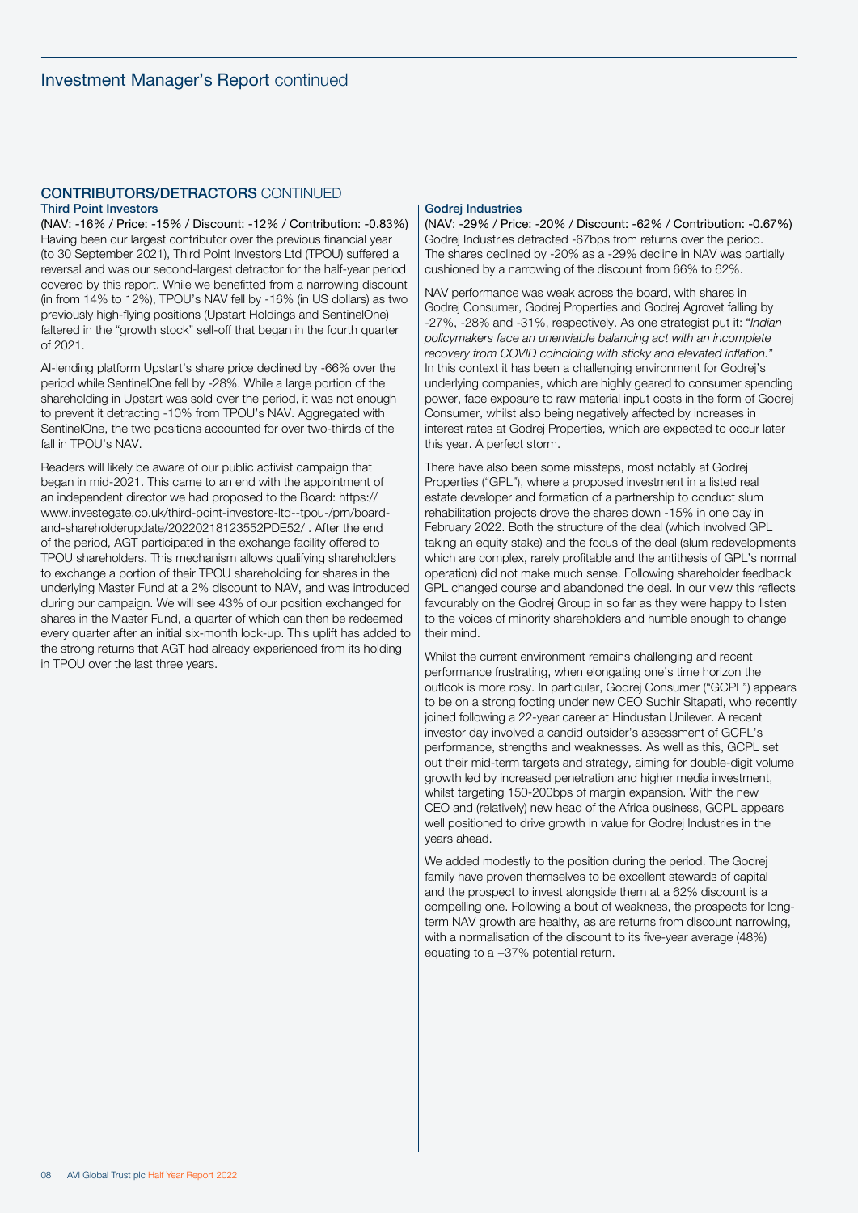## CONTRIBUTORS/DETRACTORS CONTINUED

### Third Point Investors

(NAV: -16% / Price: -15% / Discount: -12% / Contribution: -0.83%)
Having been our largest contributor over the previous financial year (to 30 September 2021), Third Point Investors Ltd (TPOU) suffered a reversal and was our second-largest detractor for the half-year period covered by this report. While we benefitted from a narrowing discount (in from 14% to 12%), TPOU's NAV fell by -16% (in US dollars) as two previously high-flying positions (Upstart Holdings and SentinelOne) faltered in the "growth stock" sell-off that began in the fourth quarter of 2021.

AI-lending platform Upstart's share price declined by -66% over the period while SentinelOne fell by -28%. While a large portion of the shareholding in Upstart was sold over the period, it was not enough to prevent it detracting -10% from TPOU's NAV. Aggregated with SentinelOne, the two positions accounted for over two-thirds of the fall in TPOU's NAV.

Readers will likely be aware of our public activist campaign that began in mid-2021. This came to an end with the appointment of an independent director we had proposed to the Board: https://www.investegate.co.uk/third-point-investors-ltd--tpou-/prn/board-and-shareholderupdate/20220218123552PDE52/ . After the end of the period, AGT participated in the exchange facility offered to TPOU shareholders. This mechanism allows qualifying shareholders to exchange a portion of their TPOU shareholding for shares in the underlying Master Fund at a 2% discount to NAV, and was introduced during our campaign. We will see 43% of our position exchanged for shares in the Master Fund, a quarter of which can then be redeemed every quarter after an initial six-month lock-up. This uplift has added to the strong returns that AGT had already experienced from its holding in TPOU over the last three years.

### Godrej Industries

(NAV: -29% / Price: -20% / Discount: -62% / Contribution: -0.67%)
Godrej Industries detracted -67bps from returns over the period. The shares declined by -20% as a -29% decline in NAV was partially cushioned by a narrowing of the discount from 66% to 62%.

NAV performance was weak across the board, with shares in Godrej Consumer, Godrej Properties and Godrej Agrovet falling by -27%, -28% and -31%, respectively. As one strategist put it: "*Indian policymakers face an unenviable balancing act with an incomplete recovery from COVID coinciding with sticky and elevated inflation.*" In this context it has been a challenging environment for Godrej's underlying companies, which are highly geared to consumer spending power, face exposure to raw material input costs in the form of Godrej Consumer, whilst also being negatively affected by increases in interest rates at Godrej Properties, which are expected to occur later this year. A perfect storm.

There have also been some missteps, most notably at Godrej Properties ("GPL"), where a proposed investment in a listed real estate developer and formation of a partnership to conduct slum rehabilitation projects drove the shares down -15% in one day in February 2022. Both the structure of the deal (which involved GPL taking an equity stake) and the focus of the deal (slum redevelopments which are complex, rarely profitable and the antithesis of GPL's normal operation) did not make much sense. Following shareholder feedback GPL changed course and abandoned the deal. In our view this reflects favourably on the Godrej Group in so far as they were happy to listen to the voices of minority shareholders and humble enough to change their mind.

Whilst the current environment remains challenging and recent performance frustrating, when elongating one's time horizon the outlook is more rosy. In particular, Godrej Consumer ("GCPL") appears to be on a strong footing under new CEO Sudhir Sitapati, who recently joined following a 22-year career at Hindustan Unilever. A recent investor day involved a candid outsider's assessment of GCPL's performance, strengths and weaknesses. As well as this, GCPL set out their mid-term targets and strategy, aiming for double-digit volume growth led by increased penetration and higher media investment, whilst targeting 150-200bps of margin expansion. With the new CEO and (relatively) new head of the Africa business, GCPL appears well positioned to drive growth in value for Godrej Industries in the years ahead.

We added modestly to the position during the period. The Godrej family have proven themselves to be excellent stewards of capital and the prospect to invest alongside them at a 62% discount is a compelling one. Following a bout of weakness, the prospects for long-term NAV growth are healthy, as are returns from discount narrowing, with a normalisation of the discount to its five-year average (48%) equating to a +37% potential return.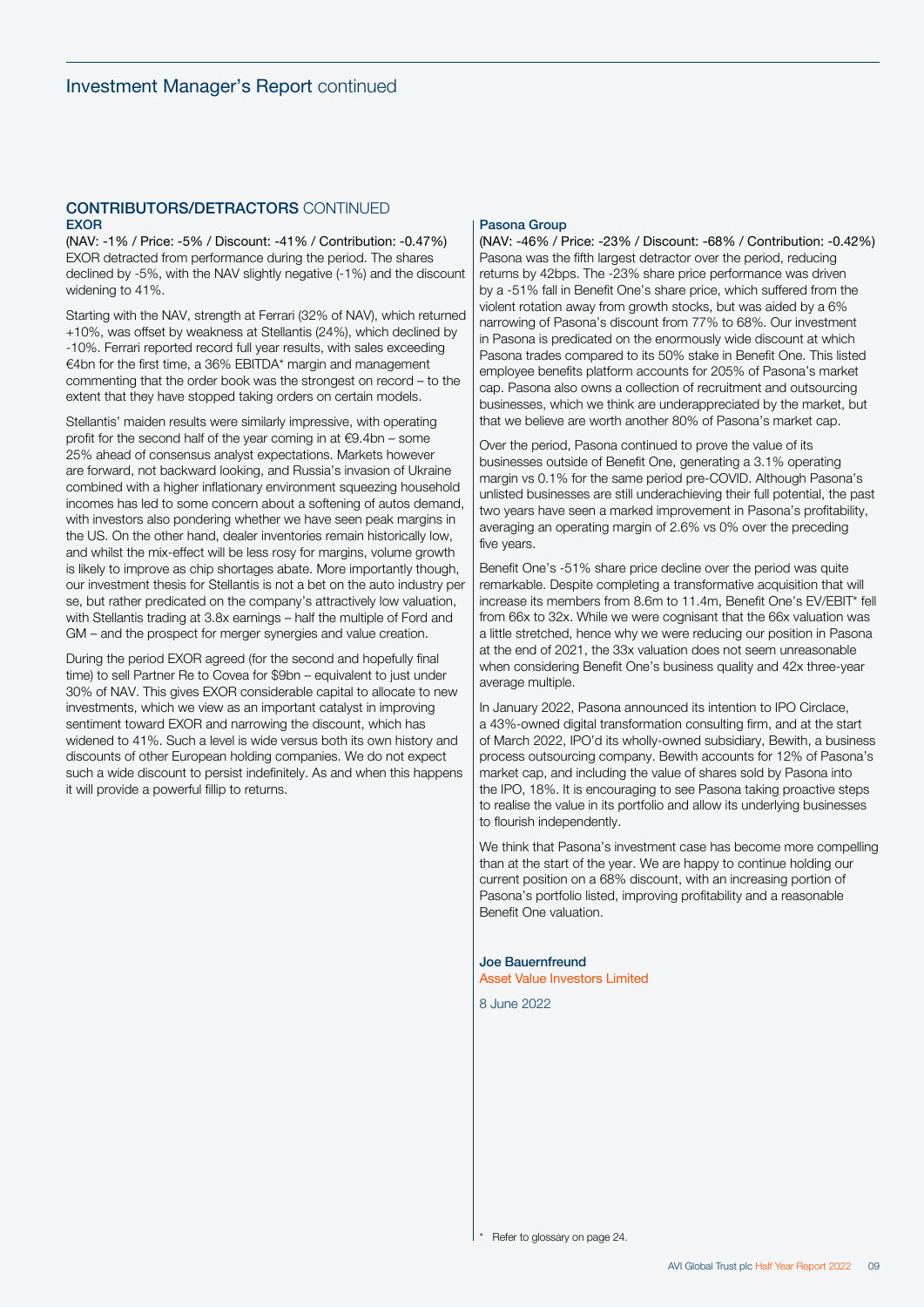## CONTRIBUTORS/DETRACTORS CONTINUED

### EXOR

(NAV: -1% / Price: -5% / Discount: -41% / Contribution: -0.47%)
EXOR detracted from performance during the period. The shares declined by -5%, with the NAV slightly negative (-1%) and the discount widening to 41%.

Starting with the NAV, strength at Ferrari (32% of NAV), which returned +10%, was offset by weakness at Stellantis (24%), which declined by -10%. Ferrari reported record full year results, with sales exceeding €4bn for the first time, a 36% EBITDA* margin and management commenting that the order book was the strongest on record – to the extent that they have stopped taking orders on certain models.

Stellantis' maiden results were similarly impressive, with operating profit for the second half of the year coming in at €9.4bn – some 25% ahead of consensus analyst expectations. Markets however are forward, not backward looking, and Russia's invasion of Ukraine combined with a higher inflationary environment squeezing household incomes has led to some concern about a softening of autos demand, with investors also pondering whether we have seen peak margins in the US. On the other hand, dealer inventories remain historically low, and whilst the mix-effect will be less rosy for margins, volume growth is likely to improve as chip shortages abate. More importantly though, our investment thesis for Stellantis is not a bet on the auto industry per se, but rather predicated on the company's attractively low valuation, with Stellantis trading at 3.8x earnings – half the multiple of Ford and GM – and the prospect for merger synergies and value creation.

During the period EXOR agreed (for the second and hopefully final time) to sell Partner Re to Covea for $9bn – equivalent to just under 30% of NAV. This gives EXOR considerable capital to allocate to new investments, which we view as an important catalyst in improving sentiment toward EXOR and narrowing the discount, which has widened to 41%. Such a level is wide versus both its own history and discounts of other European holding companies. We do not expect such a wide discount to persist indefinitely. As and when this happens it will provide a powerful fillip to returns.

### Pasona Group

(NAV: -46% / Price: -23% / Discount: -68% / Contribution: -0.42%)
Pasona was the fifth largest detractor over the period, reducing returns by 42bps. The -23% share price performance was driven by a -51% fall in Benefit One's share price, which suffered from the violent rotation away from growth stocks, but was aided by a 6% narrowing of Pasona's discount from 77% to 68%. Our investment in Pasona is predicated on the enormously wide discount at which Pasona trades compared to its 50% stake in Benefit One. This listed employee benefits platform accounts for 205% of Pasona's market cap. Pasona also owns a collection of recruitment and outsourcing businesses, which we think are underappreciated by the market, but that we believe are worth another 80% of Pasona's market cap.

Over the period, Pasona continued to prove the value of its businesses outside of Benefit One, generating a 3.1% operating margin vs 0.1% for the same period pre-COVID. Although Pasona's unlisted businesses are still underachieving their full potential, the past two years have seen a marked improvement in Pasona's profitability, averaging an operating margin of 2.6% vs 0% over the preceding five years.

Benefit One's -51% share price decline over the period was quite remarkable. Despite completing a transformative acquisition that will increase its members from 8.6m to 11.4m, Benefit One's EV/EBIT* fell from 66x to 32x. While we were cognisant that the 66x valuation was a little stretched, hence why we were reducing our position in Pasona at the end of 2021, the 33x valuation does not seem unreasonable when considering Benefit One's business quality and 42x three-year average multiple.

In January 2022, Pasona announced its intention to IPO Circlace, a 43%-owned digital transformation consulting firm, and at the start of March 2022, IPO'd its wholly-owned subsidiary, Bewith, a business process outsourcing company. Bewith accounts for 12% of Pasona's market cap, and including the value of shares sold by Pasona into the IPO, 18%. It is encouraging to see Pasona taking proactive steps to realise the value in its portfolio and allow its underlying businesses to flourish independently.

We think that Pasona's investment case has become more compelling than at the start of the year. We are happy to continue holding our current position on a 68% discount, with an increasing portion of Pasona's portfolio listed, improving profitability and a reasonable Benefit One valuation.

**Joe Bauernfreund**
Asset Value Investors Limited

8 June 2022

\* Refer to glossary on page 24.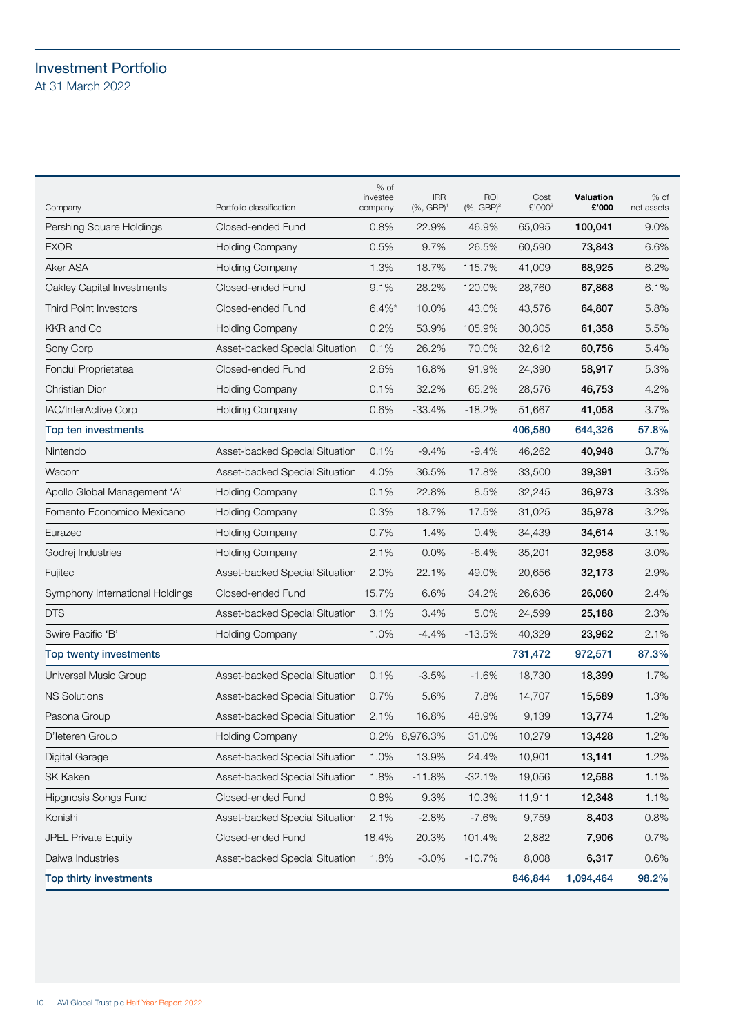# Investment Portfolio

At 31 March 2022

| Company | Portfolio classification | % of investee company | IRR (%, GBP)[1] | ROI (%, GBP)[2] | Cost £'000[3] | **Valuation £'000** | % of net assets |
|---|---|---|---|---|---|---|---|
| Pershing Square Holdings | Closed-ended Fund | 0.8% | 22.9% | 46.9% | 65,095 | **100,041** | 9.0% |
| EXOR | Holding Company | 0.5% | 9.7% | 26.5% | 60,590 | **73,843** | 6.6% |
| Aker ASA | Holding Company | 1.3% | 18.7% | 115.7% | 41,009 | **68,925** | 6.2% |
| Oakley Capital Investments | Closed-ended Fund | 9.1% | 28.2% | 120.0% | 28,760 | **67,868** | 6.1% |
| Third Point Investors | Closed-ended Fund | 6.4%* | 10.0% | 43.0% | 43,576 | **64,807** | 5.8% |
| KKR and Co | Holding Company | 0.2% | 53.9% | 105.9% | 30,305 | **61,358** | 5.5% |
| Sony Corp | Asset-backed Special Situation | 0.1% | 26.2% | 70.0% | 32,612 | **60,756** | 5.4% |
| Fondul Proprietatea | Closed-ended Fund | 2.6% | 16.8% | 91.9% | 24,390 | **58,917** | 5.3% |
| Christian Dior | Holding Company | 0.1% | 32.2% | 65.2% | 28,576 | **46,753** | 4.2% |
| IAC/InterActive Corp | Holding Company | 0.6% | -33.4% | -18.2% | 51,667 | **41,058** | 3.7% |
| **Top ten investments** | | | | | **406,580** | **644,326** | **57.8%** |
| Nintendo | Asset-backed Special Situation | 0.1% | -9.4% | -9.4% | 46,262 | **40,948** | 3.7% |
| Wacom | Asset-backed Special Situation | 4.0% | 36.5% | 17.8% | 33,500 | **39,391** | 3.5% |
| Apollo Global Management 'A' | Holding Company | 0.1% | 22.8% | 8.5% | 32,245 | **36,973** | 3.3% |
| Fomento Economico Mexicano | Holding Company | 0.3% | 18.7% | 17.5% | 31,025 | **35,978** | 3.2% |
| Eurazeo | Holding Company | 0.7% | 1.4% | 0.4% | 34,439 | **34,614** | 3.1% |
| Godrej Industries | Holding Company | 2.1% | 0.0% | -6.4% | 35,201 | **32,958** | 3.0% |
| Fujitec | Asset-backed Special Situation | 2.0% | 22.1% | 49.0% | 20,656 | **32,173** | 2.9% |
| Symphony International Holdings | Closed-ended Fund | 15.7% | 6.6% | 34.2% | 26,636 | **26,060** | 2.4% |
| DTS | Asset-backed Special Situation | 3.1% | 3.4% | 5.0% | 24,599 | **25,188** | 2.3% |
| Swire Pacific 'B' | Holding Company | 1.0% | -4.4% | -13.5% | 40,329 | **23,962** | 2.1% |
| **Top twenty investments** | | | | | **731,472** | **972,571** | **87.3%** |
| Universal Music Group | Asset-backed Special Situation | 0.1% | -3.5% | -1.6% | 18,730 | **18,399** | 1.7% |
| NS Solutions | Asset-backed Special Situation | 0.7% | 5.6% | 7.8% | 14,707 | **15,589** | 1.3% |
| Pasona Group | Asset-backed Special Situation | 2.1% | 16.8% | 48.9% | 9,139 | **13,774** | 1.2% |
| D'Ieteren Group | Holding Company | 0.2% | 8,976.3% | 31.0% | 10,279 | **13,428** | 1.2% |
| Digital Garage | Asset-backed Special Situation | 1.0% | 13.9% | 24.4% | 10,901 | **13,141** | 1.2% |
| SK Kaken | Asset-backed Special Situation | 1.8% | -11.8% | -32.1% | 19,056 | **12,588** | 1.1% |
| Hipgnosis Songs Fund | Closed-ended Fund | 0.8% | 9.3% | 10.3% | 11,911 | **12,348** | 1.1% |
| Konishi | Asset-backed Special Situation | 2.1% | -2.8% | -7.6% | 9,759 | **8,403** | 0.8% |
| JPEL Private Equity | Closed-ended Fund | 18.4% | 20.3% | 101.4% | 2,882 | **7,906** | 0.7% |
| Daiwa Industries | Asset-backed Special Situation | 1.8% | -3.0% | -10.7% | 8,008 | **6,317** | 0.6% |
| **Top thirty investments** | | | | | **846,844** | **1,094,464** | **98.2%** |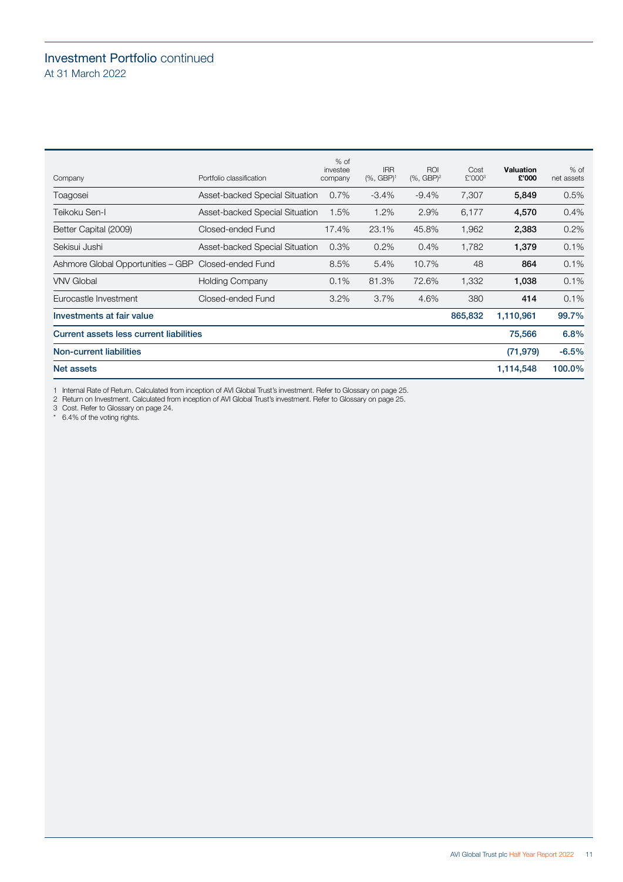## Investment Portfolio continued

At 31 March 2022

| Company | Portfolio classification | % of investee company | IRR (%, GBP)[1] | ROI (%, GBP)[2] | Cost £'000[3] | **Valuation £'000** | % of net assets |
|---|---|---|---|---|---|---|---|
| Toagosei | Asset-backed Special Situation | 0.7% | -3.4% | -9.4% | 7,307 | **5,849** | 0.5% |
| Teikoku Sen-I | Asset-backed Special Situation | 1.5% | 1.2% | 2.9% | 6,177 | **4,570** | 0.4% |
| Better Capital (2009) | Closed-ended Fund | 17.4% | 23.1% | 45.8% | 1,962 | **2,383** | 0.2% |
| Sekisui Jushi | Asset-backed Special Situation | 0.3% | 0.2% | 0.4% | 1,782 | **1,379** | 0.1% |
| Ashmore Global Opportunities – GBP | Closed-ended Fund | 8.5% | 5.4% | 10.7% | 48 | **864** | 0.1% |
| VNV Global | Holding Company | 0.1% | 81.3% | 72.6% | 1,332 | **1,038** | 0.1% |
| Eurocastle Investment | Closed-ended Fund | 3.2% | 3.7% | 4.6% | 380 | **414** | 0.1% |
| **Investments at fair value** | | | | | **865,832** | **1,110,961** | **99.7%** |
| **Current assets less current liabilities** | | | | | | **75,566** | **6.8%** |
| **Non-current liabilities** | | | | | | **(71,979)** | **-6.5%** |
| **Net assets** | | | | | | **1,114,548** | **100.0%** |

1 Internal Rate of Return. Calculated from inception of AVI Global Trust's investment. Refer to Glossary on page 25.
2 Return on Investment. Calculated from inception of AVI Global Trust's investment. Refer to Glossary on page 25.
3 Cost. Refer to Glossary on page 24.
* 6.4% of the voting rights.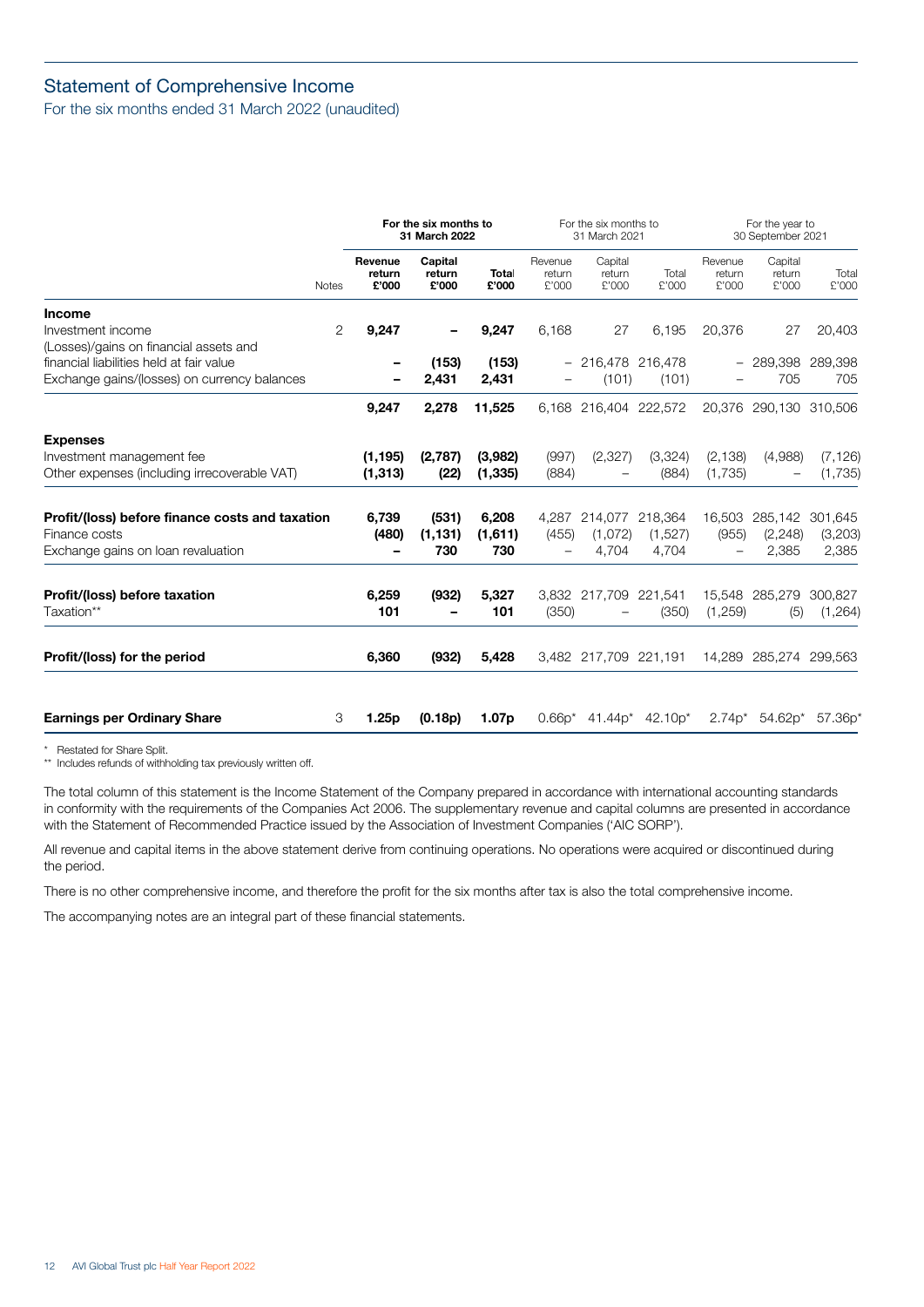## Statement of Comprehensive Income

For the six months ended 31 March 2022 (unaudited)

| | Notes | For the six months to 31 March 2022 | | | For the six months to 31 March 2021 | | | For the year to 30 September 2021 | | |
|---|---|---|---|---|---|---|---|---|---|---|
| | | **Revenue return £'000** | **Capital return £'000** | **Total £'000** | Revenue return £'000 | Capital return £'000 | Total £'000 | Revenue return £'000 | Capital return £'000 | Total £'000 |
| **Income** | | | | | | | | | | |
| Investment income | 2 | **9,247** | **–** | **9,247** | 6,168 | 27 | 6,195 | 20,376 | 27 | 20,403 |
| (Losses)/gains on financial assets and financial liabilities held at fair value | | **–** | **(153)** | **(153)** | – | 216,478 | 216,478 | – | 289,398 | 289,398 |
| Exchange gains/(losses) on currency balances | | **–** | **2,431** | **2,431** | – | (101) | (101) | – | 705 | 705 |
| | | **9,247** | **2,278** | **11,525** | 6,168 | 216,404 | 222,572 | 20,376 | 290,130 | 310,506 |
| **Expenses** | | | | | | | | | | |
| Investment management fee | | **(1,195)** | **(2,787)** | **(3,982)** | (997) | (2,327) | (3,324) | (2,138) | (4,988) | (7,126) |
| Other expenses (including irrecoverable VAT) | | **(1,313)** | **(22)** | **(1,335)** | (884) | – | (884) | (1,735) | – | (1,735) |
| **Profit/(loss) before finance costs and taxation** | | **6,739** | **(531)** | **6,208** | 4,287 | 214,077 | 218,364 | 16,503 | 285,142 | 301,645 |
| Finance costs | | **(480)** | **(1,131)** | **(1,611)** | (455) | (1,072) | (1,527) | (955) | (2,248) | (3,203) |
| Exchange gains on loan revaluation | | **–** | **730** | **730** | – | 4,704 | 4,704 | – | 2,385 | 2,385 |
| **Profit/(loss) before taxation** | | **6,259** | **(932)** | **5,327** | 3,832 | 217,709 | 221,541 | 15,548 | 285,279 | 300,827 |
| Taxation** | | **101** | **–** | **101** | (350) | – | (350) | (1,259) | (5) | (1,264) |
| **Profit/(loss) for the period** | | **6,360** | **(932)** | **5,428** | 3,482 | 217,709 | 221,191 | 14,289 | 285,274 | 299,563 |
| **Earnings per Ordinary Share** | 3 | **1.25p** | **(0.18p)** | **1.07p** | 0.66p* | 41.44p* | 42.10p* | 2.74p* | 54.62p* | 57.36p* |

\* Restated for Share Split.

** Includes refunds of withholding tax previously written off.

The total column of this statement is the Income Statement of the Company prepared in accordance with international accounting standards in conformity with the requirements of the Companies Act 2006. The supplementary revenue and capital columns are presented in accordance with the Statement of Recommended Practice issued by the Association of Investment Companies ('AIC SORP').

All revenue and capital items in the above statement derive from continuing operations. No operations were acquired or discontinued during the period.

There is no other comprehensive income, and therefore the profit for the six months after tax is also the total comprehensive income.

The accompanying notes are an integral part of these financial statements.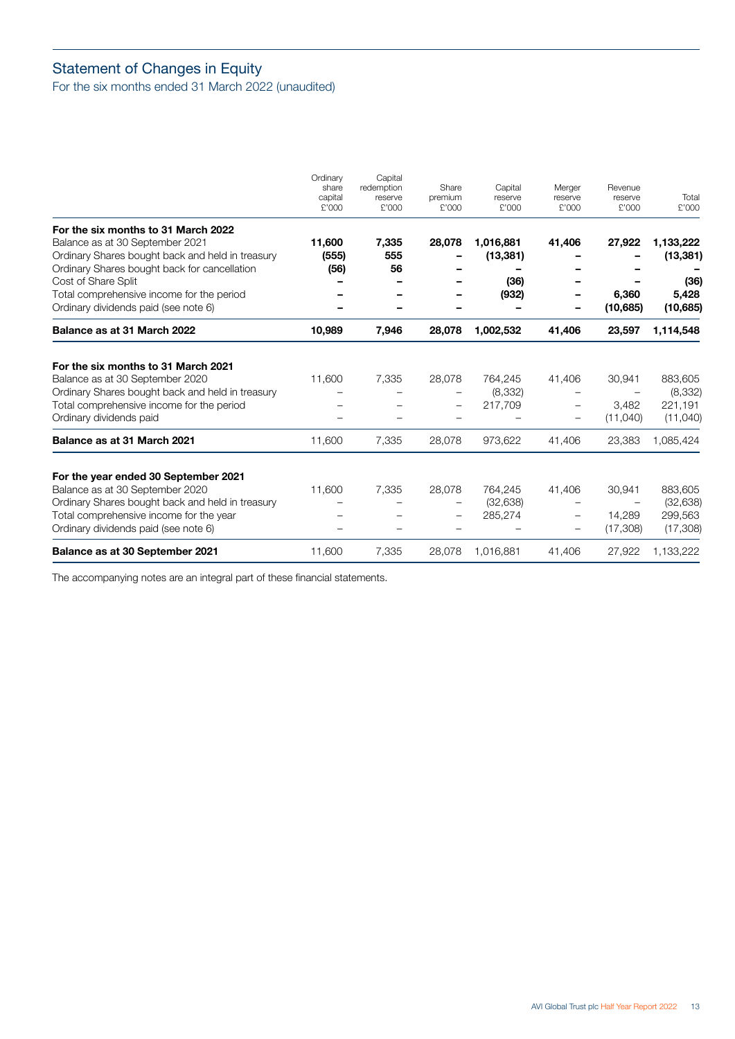## Statement of Changes in Equity

For the six months ended 31 March 2022 (unaudited)

| | Ordinary share capital £'000 | Capital redemption reserve £'000 | Share premium £'000 | Capital reserve £'000 | Merger reserve £'000 | Revenue reserve £'000 | Total £'000 |
|---|---|---|---|---|---|---|---|
| **For the six months to 31 March 2022** | | | | | | | |
| Balance as at 30 September 2021 | **11,600** | **7,335** | **28,078** | **1,016,881** | **41,406** | **27,922** | **1,133,222** |
| Ordinary Shares bought back and held in treasury | **(555)** | **555** | **–** | **(13,381)** | **–** | **–** | **(13,381)** |
| Ordinary Shares bought back for cancellation | **(56)** | **56** | **–** | **–** | **–** | **–** | **–** |
| Cost of Share Split | **–** | **–** | **–** | **(36)** | **–** | **–** | **(36)** |
| Total comprehensive income for the period | **–** | **–** | **–** | **(932)** | **–** | **6,360** | **5,428** |
| Ordinary dividends paid (see note 6) | **–** | **–** | **–** | **–** | **–** | **(10,685)** | **(10,685)** |
| **Balance as at 31 March 2022** | **10,989** | **7,946** | **28,078** | **1,002,532** | **41,406** | **23,597** | **1,114,548** |
| **For the six months to 31 March 2021** | | | | | | | |
| Balance as at 30 September 2020 | 11,600 | 7,335 | 28,078 | 764,245 | 41,406 | 30,941 | 883,605 |
| Ordinary Shares bought back and held in treasury | – | – | – | (8,332) | – | – | (8,332) |
| Total comprehensive income for the period | – | – | – | 217,709 | – | 3,482 | 221,191 |
| Ordinary dividends paid | – | – | – | – | – | (11,040) | (11,040) |
| **Balance as at 31 March 2021** | 11,600 | 7,335 | 28,078 | 973,622 | 41,406 | 23,383 | 1,085,424 |
| **For the year ended 30 September 2021** | | | | | | | |
| Balance as at 30 September 2020 | 11,600 | 7,335 | 28,078 | 764,245 | 41,406 | 30,941 | 883,605 |
| Ordinary Shares bought back and held in treasury | – | – | – | (32,638) | – | – | (32,638) |
| Total comprehensive income for the year | – | – | – | 285,274 | – | 14,289 | 299,563 |
| Ordinary dividends paid (see note 6) | – | – | – | – | – | (17,308) | (17,308) |
| **Balance as at 30 September 2021** | 11,600 | 7,335 | 28,078 | 1,016,881 | 41,406 | 27,922 | 1,133,222 |

The accompanying notes are an integral part of these financial statements.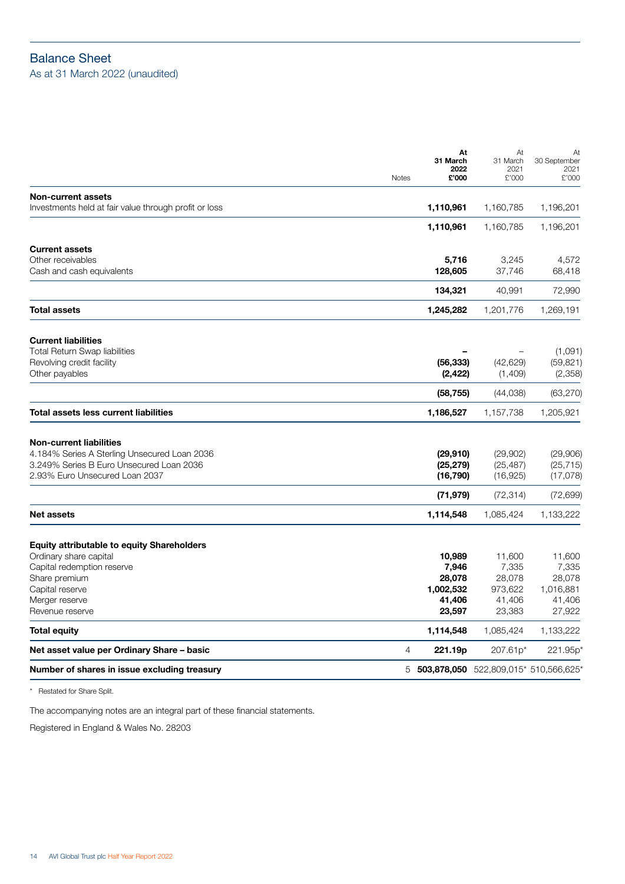# Balance Sheet

## As at 31 March 2022 (unaudited)

| | Notes | At 31 March 2022 £'000 | At 31 March 2021 £'000 | At 30 September 2021 £'000 |
|---|---|---|---|---|
| **Non-current assets** | | | | |
| Investments held at fair value through profit or loss | | **1,110,961** | 1,160,785 | 1,196,201 |
| | | **1,110,961** | 1,160,785 | 1,196,201 |
| **Current assets** | | | | |
| Other receivables | | **5,716** | 3,245 | 4,572 |
| Cash and cash equivalents | | **128,605** | 37,746 | 68,418 |
| | | **134,321** | 40,991 | 72,990 |
| **Total assets** | | **1,245,282** | 1,201,776 | 1,269,191 |
| **Current liabilities** | | | | |
| Total Return Swap liabilities | | **–** | – | (1,091) |
| Revolving credit facility | | **(56,333)** | (42,629) | (59,821) |
| Other payables | | **(2,422)** | (1,409) | (2,358) |
| | | **(58,755)** | (44,038) | (63,270) |
| **Total assets less current liabilities** | | **1,186,527** | 1,157,738 | 1,205,921 |
| **Non-current liabilities** | | | | |
| 4.184% Series A Sterling Unsecured Loan 2036 | | **(29,910)** | (29,902) | (29,906) |
| 3.249% Series B Euro Unsecured Loan 2036 | | **(25,279)** | (25,487) | (25,715) |
| 2.93% Euro Unsecured Loan 2037 | | **(16,790)** | (16,925) | (17,078) |
| | | **(71,979)** | (72,314) | (72,699) |
| **Net assets** | | **1,114,548** | 1,085,424 | 1,133,222 |
| **Equity attributable to equity Shareholders** | | | | |
| Ordinary share capital | | **10,989** | 11,600 | 11,600 |
| Capital redemption reserve | | **7,946** | 7,335 | 7,335 |
| Share premium | | **28,078** | 28,078 | 28,078 |
| Capital reserve | | **1,002,532** | 973,622 | 1,016,881 |
| Merger reserve | | **41,406** | 41,406 | 41,406 |
| Revenue reserve | | **23,597** | 23,383 | 27,922 |
| **Total equity** | | **1,114,548** | 1,085,424 | 1,133,222 |
| **Net asset value per Ordinary Share – basic** | 4 | **221.19p** | 207.61p* | 221.95p* |
| **Number of shares in issue excluding treasury** | 5 | **503,878,050** | 522,809,015* | 510,566,625* |

\* Restated for Share Split.

The accompanying notes are an integral part of these financial statements.

Registered in England & Wales No. 28203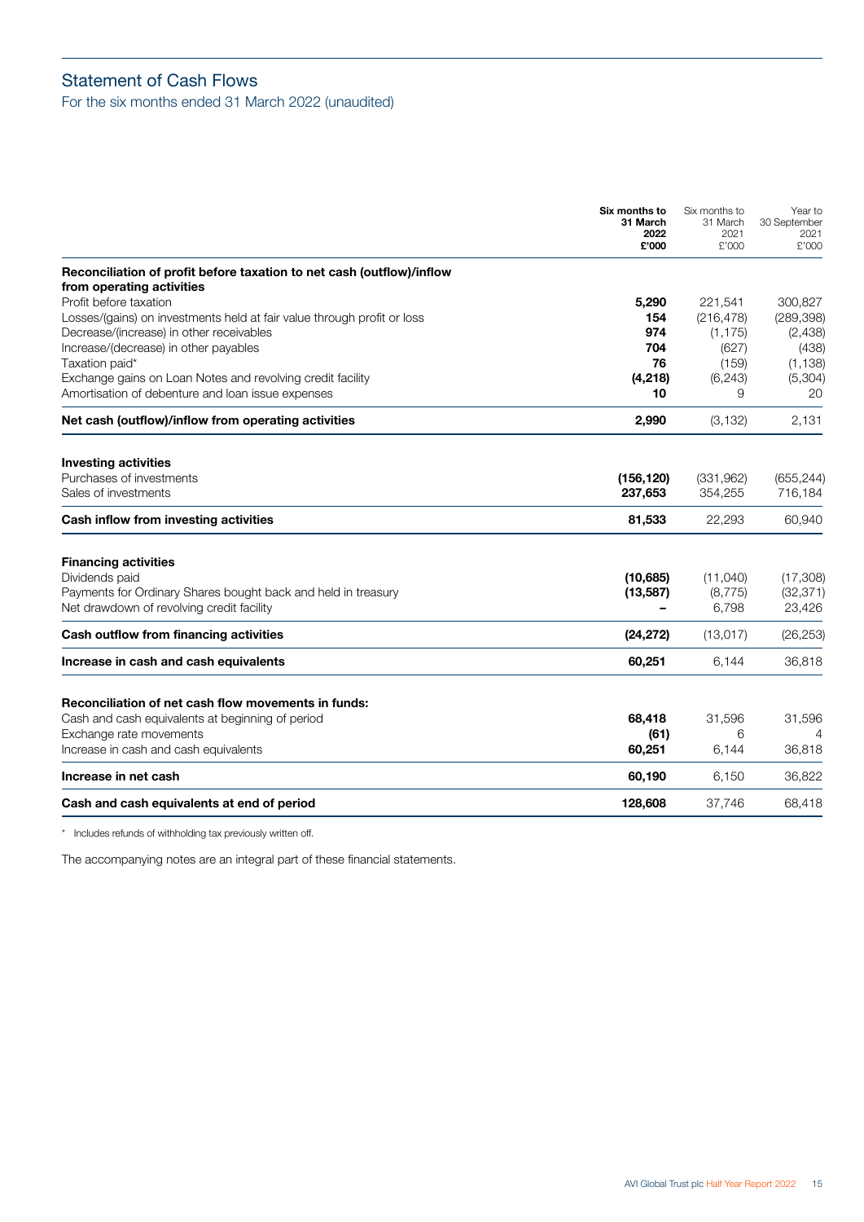# Statement of Cash Flows

For the six months ended 31 March 2022 (unaudited)

| | **Six months to 31 March 2022 £'000** | Six months to 31 March 2021 £'000 | Year to 30 September 2021 £'000 |
|---|---|---|---|
| **Reconciliation of profit before taxation to net cash (outflow)/inflow from operating activities** | | | |
| Profit before taxation | **5,290** | 221,541 | 300,827 |
| Losses/(gains) on investments held at fair value through profit or loss | **154** | (216,478) | (289,398) |
| Decrease/(increase) in other receivables | **974** | (1,175) | (2,438) |
| Increase/(decrease) in other payables | **704** | (627) | (438) |
| Taxation paid* | **76** | (159) | (1,138) |
| Exchange gains on Loan Notes and revolving credit facility | **(4,218)** | (6,243) | (5,304) |
| Amortisation of debenture and loan issue expenses | **10** | 9 | 20 |
| **Net cash (outflow)/inflow from operating activities** | **2,990** | (3,132) | 2,131 |
| **Investing activities** | | | |
| Purchases of investments | **(156,120)** | (331,962) | (655,244) |
| Sales of investments | **237,653** | 354,255 | 716,184 |
| **Cash inflow from investing activities** | **81,533** | 22,293 | 60,940 |
| **Financing activities** | | | |
| Dividends paid | **(10,685)** | (11,040) | (17,308) |
| Payments for Ordinary Shares bought back and held in treasury | **(13,587)** | (8,775) | (32,371) |
| Net drawdown of revolving credit facility | **–** | 6,798 | 23,426 |
| **Cash outflow from financing activities** | **(24,272)** | (13,017) | (26,253) |
| **Increase in cash and cash equivalents** | **60,251** | 6,144 | 36,818 |
| **Reconciliation of net cash flow movements in funds:** | | | |
| Cash and cash equivalents at beginning of period | **68,418** | 31,596 | 31,596 |
| Exchange rate movements | **(61)** | 6 | 4 |
| Increase in cash and cash equivalents | **60,251** | 6,144 | 36,818 |
| **Increase in net cash** | **60,190** | 6,150 | 36,822 |
| **Cash and cash equivalents at end of period** | **128,608** | 37,746 | 68,418 |

\* Includes refunds of withholding tax previously written off.

The accompanying notes are an integral part of these financial statements.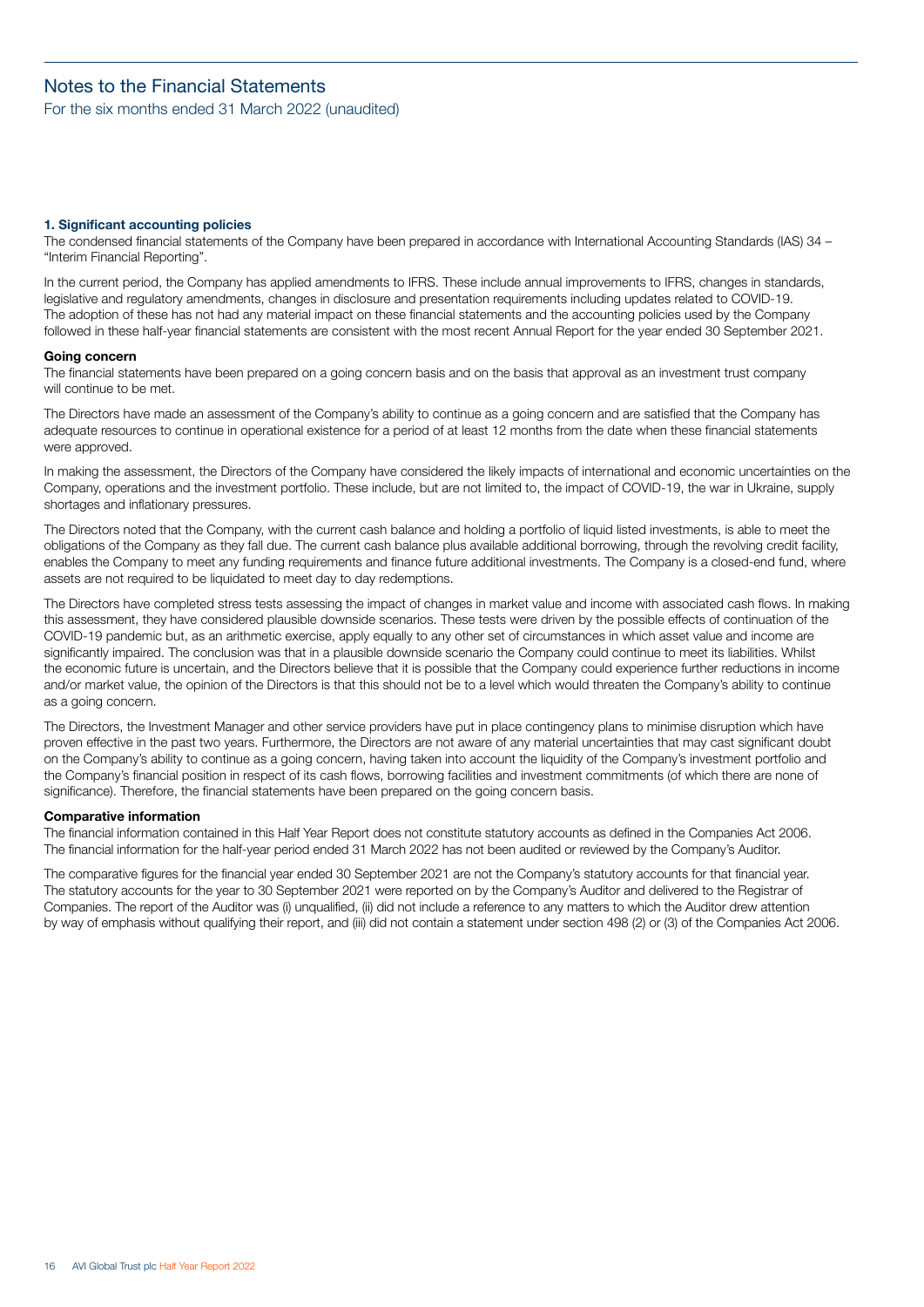# Notes to the Financial Statements

For the six months ended 31 March 2022 (unaudited)

## 1. Significant accounting policies

The condensed financial statements of the Company have been prepared in accordance with International Accounting Standards (IAS) 34 – "Interim Financial Reporting".

In the current period, the Company has applied amendments to IFRS. These include annual improvements to IFRS, changes in standards, legislative and regulatory amendments, changes in disclosure and presentation requirements including updates related to COVID-19. The adoption of these has not had any material impact on these financial statements and the accounting policies used by the Company followed in these half-year financial statements are consistent with the most recent Annual Report for the year ended 30 September 2021.

### Going concern

The financial statements have been prepared on a going concern basis and on the basis that approval as an investment trust company will continue to be met.

The Directors have made an assessment of the Company's ability to continue as a going concern and are satisfied that the Company has adequate resources to continue in operational existence for a period of at least 12 months from the date when these financial statements were approved.

In making the assessment, the Directors of the Company have considered the likely impacts of international and economic uncertainties on the Company, operations and the investment portfolio. These include, but are not limited to, the impact of COVID-19, the war in Ukraine, supply shortages and inflationary pressures.

The Directors noted that the Company, with the current cash balance and holding a portfolio of liquid listed investments, is able to meet the obligations of the Company as they fall due. The current cash balance plus available additional borrowing, through the revolving credit facility, enables the Company to meet any funding requirements and finance future additional investments. The Company is a closed-end fund, where assets are not required to be liquidated to meet day to day redemptions.

The Directors have completed stress tests assessing the impact of changes in market value and income with associated cash flows. In making this assessment, they have considered plausible downside scenarios. These tests were driven by the possible effects of continuation of the COVID-19 pandemic but, as an arithmetic exercise, apply equally to any other set of circumstances in which asset value and income are significantly impaired. The conclusion was that in a plausible downside scenario the Company could continue to meet its liabilities. Whilst the economic future is uncertain, and the Directors believe that it is possible that the Company could experience further reductions in income and/or market value, the opinion of the Directors is that this should not be to a level which would threaten the Company's ability to continue as a going concern.

The Directors, the Investment Manager and other service providers have put in place contingency plans to minimise disruption which have proven effective in the past two years. Furthermore, the Directors are not aware of any material uncertainties that may cast significant doubt on the Company's ability to continue as a going concern, having taken into account the liquidity of the Company's investment portfolio and the Company's financial position in respect of its cash flows, borrowing facilities and investment commitments (of which there are none of significance). Therefore, the financial statements have been prepared on the going concern basis.

### Comparative information

The financial information contained in this Half Year Report does not constitute statutory accounts as defined in the Companies Act 2006. The financial information for the half-year period ended 31 March 2022 has not been audited or reviewed by the Company's Auditor.

The comparative figures for the financial year ended 30 September 2021 are not the Company's statutory accounts for that financial year. The statutory accounts for the year to 30 September 2021 were reported on by the Company's Auditor and delivered to the Registrar of Companies. The report of the Auditor was (i) unqualified, (ii) did not include a reference to any matters to which the Auditor drew attention by way of emphasis without qualifying their report, and (iii) did not contain a statement under section 498 (2) or (3) of the Companies Act 2006.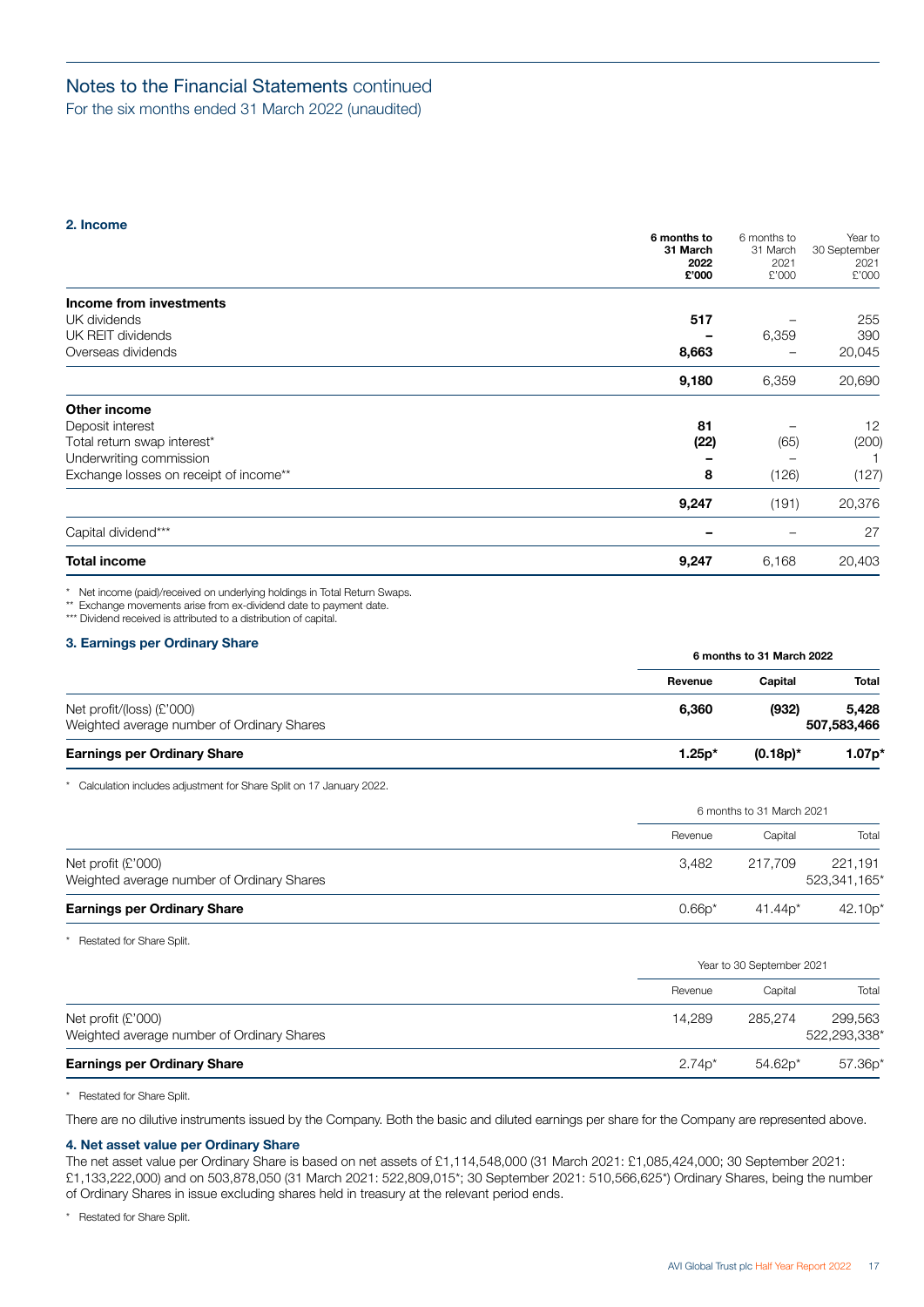# Notes to the Financial Statements continued

For the six months ended 31 March 2022 (unaudited)

## 2. Income

| | **6 months to 31 March 2022 £'000** | 6 months to 31 March 2021 £'000 | Year to 30 September 2021 £'000 |
|---|---|---|---|
| **Income from investments** | | | |
| UK dividends | **517** | – | 255 |
| UK REIT dividends | **–** | 6,359 | 390 |
| Overseas dividends | **8,663** | – | 20,045 |
| | **9,180** | 6,359 | 20,690 |
| **Other income** | | | |
| Deposit interest | **81** | – | 12 |
| Total return swap interest* | **(22)** | (65) | (200) |
| Underwriting commission | **–** | – | 1 |
| Exchange losses on receipt of income** | **8** | (126) | (127) |
| | **9,247** | (191) | 20,376 |
| Capital dividend*** | **–** | – | 27 |
| **Total income** | **9,247** | 6,168 | 20,403 |

\* Net income (paid)/received on underlying holdings in Total Return Swaps.
\*\* Exchange movements arise from ex-dividend date to payment date.
\*\*\* Dividend received is attributed to a distribution of capital.

## 3. Earnings per Ordinary Share

| | **6 months to 31 March 2022** | | |
|---|---|---|---|
| | **Revenue** | **Capital** | **Total** |
| Net profit/(loss) (£'000) | **6,360** | **(932)** | **5,428** |
| Weighted average number of Ordinary Shares | | | **507,583,466** |
| **Earnings per Ordinary Share** | **1.25p*** | **(0.18p)*** | **1.07p*** |

\* Calculation includes adjustment for Share Split on 17 January 2022.

| | 6 months to 31 March 2021 | | |
|---|---|---|---|
| | Revenue | Capital | Total |
| Net profit (£'000) | 3,482 | 217,709 | 221,191 |
| Weighted average number of Ordinary Shares | | | 523,341,165* |
| **Earnings per Ordinary Share** | 0.66p* | 41.44p* | 42.10p* |

\* Restated for Share Split.

| | Year to 30 September 2021 | | |
|---|---|---|---|
| | Revenue | Capital | Total |
| Net profit (£'000) | 14,289 | 285,274 | 299,563 |
| Weighted average number of Ordinary Shares | | | 522,293,338* |
| **Earnings per Ordinary Share** | 2.74p* | 54.62p* | 57.36p* |

\* Restated for Share Split.

There are no dilutive instruments issued by the Company. Both the basic and diluted earnings per share for the Company are represented above.

## 4. Net asset value per Ordinary Share

The net asset value per Ordinary Share is based on net assets of £1,114,548,000 (31 March 2021: £1,085,424,000; 30 September 2021: £1,133,222,000) and on 503,878,050 (31 March 2021: 522,809,015*; 30 September 2021: 510,566,625*) Ordinary Shares, being the number of Ordinary Shares in issue excluding shares held in treasury at the relevant period ends.

\* Restated for Share Split.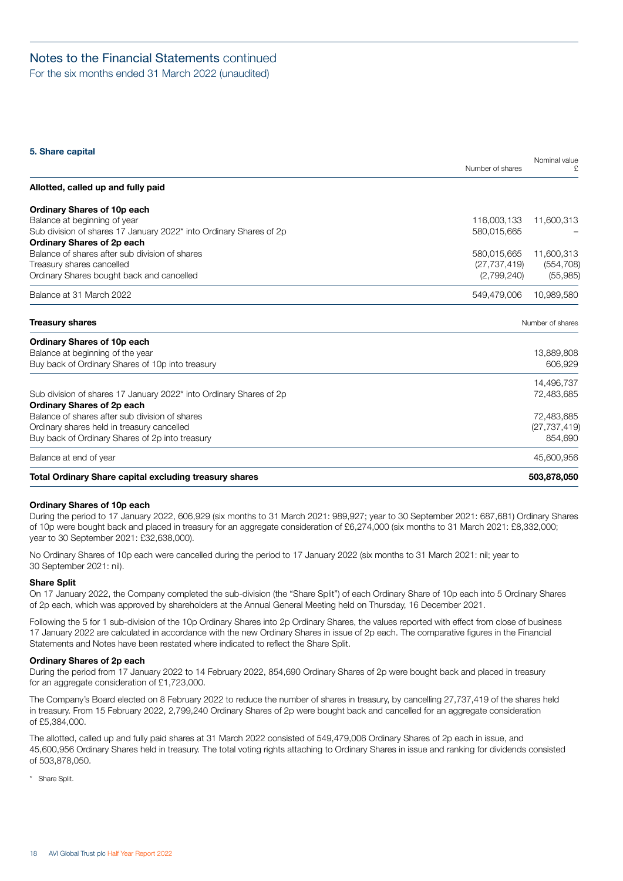# Notes to the Financial Statements continued

For the six months ended 31 March 2022 (unaudited)

### 5. Share capital

| | Number of shares | Nominal value £ |
|---|---|---|
| **Allotted, called up and fully paid** | | |
| **Ordinary Shares of 10p each** | | |
| Balance at beginning of year | 116,003,133 | 11,600,313 |
| Sub division of shares 17 January 2022* into Ordinary Shares of 2p | 580,015,665 | – |
| **Ordinary Shares of 2p each** | | |
| Balance of shares after sub division of shares | 580,015,665 | 11,600,313 |
| Treasury shares cancelled | (27,737,419) | (554,708) |
| Ordinary Shares bought back and cancelled | (2,799,240) | (55,985) |
| Balance at 31 March 2022 | 549,479,006 | 10,989,580 |

| **Treasury shares** | Number of shares |
|---|---|
| **Ordinary Shares of 10p each** | |
| Balance at beginning of the year | 13,889,808 |
| Buy back of Ordinary Shares of 10p into treasury | 606,929 |
| | 14,496,737 |
| Sub division of shares 17 January 2022* into Ordinary Shares of 2p | 72,483,685 |
| **Ordinary Shares of 2p each** | |
| Balance of shares after sub division of shares | 72,483,685 |
| Ordinary shares held in treasury cancelled | (27,737,419) |
| Buy back of Ordinary Shares of 2p into treasury | 854,690 |
| Balance at end of year | 45,600,956 |
| **Total Ordinary Share capital excluding treasury shares** | **503,878,050** |

**Ordinary Shares of 10p each**

During the period to 17 January 2022, 606,929 (six months to 31 March 2021: 989,927; year to 30 September 2021: 687,681) Ordinary Shares of 10p were bought back and placed in treasury for an aggregate consideration of £6,274,000 (six months to 31 March 2021: £8,332,000; year to 30 September 2021: £32,638,000).

No Ordinary Shares of 10p each were cancelled during the period to 17 January 2022 (six months to 31 March 2021: nil; year to 30 September 2021: nil).

**Share Split**

On 17 January 2022, the Company completed the sub-division (the "Share Split") of each Ordinary Share of 10p each into 5 Ordinary Shares of 2p each, which was approved by shareholders at the Annual General Meeting held on Thursday, 16 December 2021.

Following the 5 for 1 sub-division of the 10p Ordinary Shares into 2p Ordinary Shares, the values reported with effect from close of business 17 January 2022 are calculated in accordance with the new Ordinary Shares in issue of 2p each. The comparative figures in the Financial Statements and Notes have been restated where indicated to reflect the Share Split.

**Ordinary Shares of 2p each**

During the period from 17 January 2022 to 14 February 2022, 854,690 Ordinary Shares of 2p were bought back and placed in treasury for an aggregate consideration of £1,723,000.

The Company's Board elected on 8 February 2022 to reduce the number of shares in treasury, by cancelling 27,737,419 of the shares held in treasury. From 15 February 2022, 2,799,240 Ordinary Shares of 2p were bought back and cancelled for an aggregate consideration of £5,384,000.

The allotted, called up and fully paid shares at 31 March 2022 consisted of 549,479,006 Ordinary Shares of 2p each in issue, and 45,600,956 Ordinary Shares held in treasury. The total voting rights attaching to Ordinary Shares in issue and ranking for dividends consisted of 503,878,050.

\* Share Split.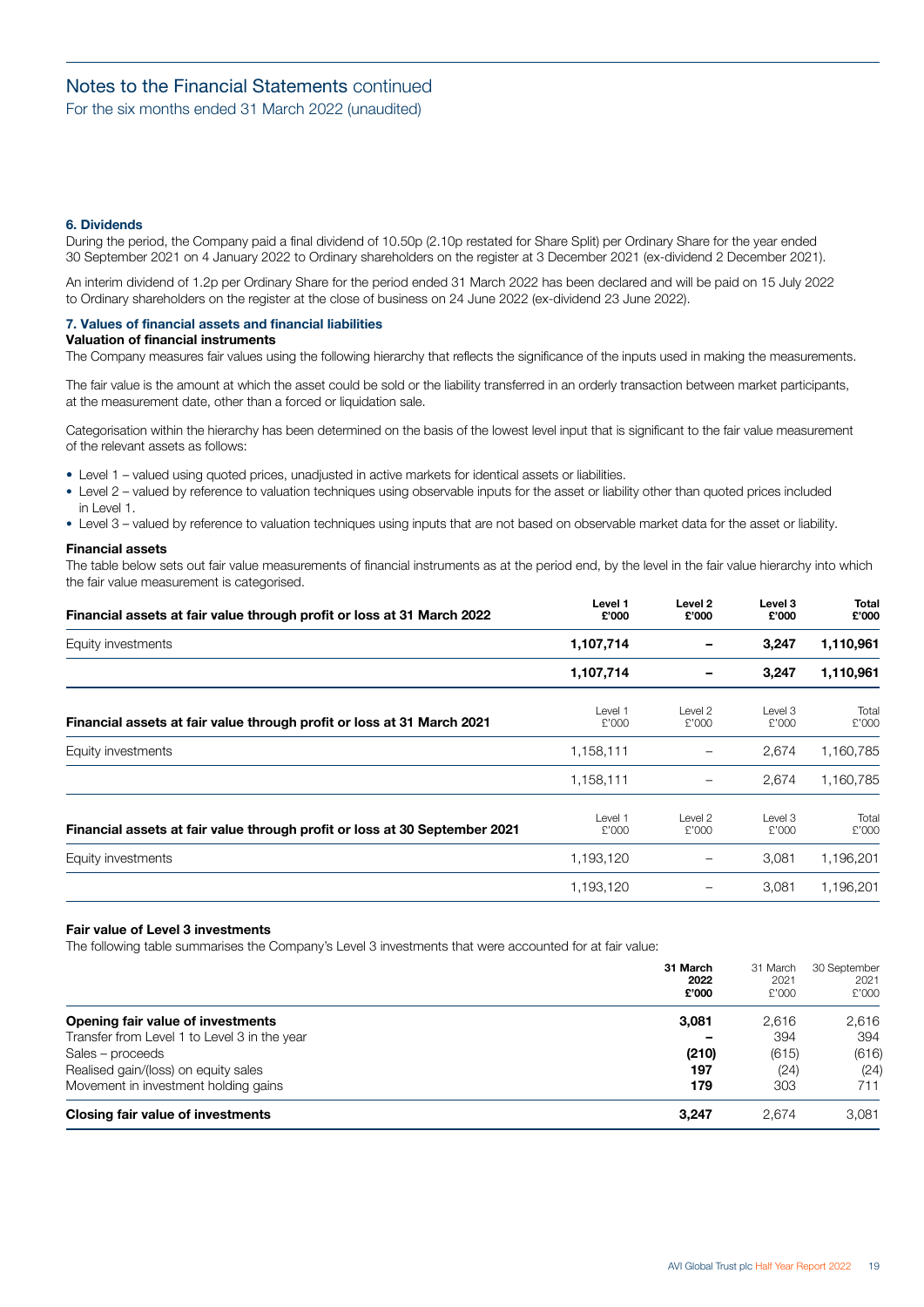# Notes to the Financial Statements continued

For the six months ended 31 March 2022 (unaudited)

### 6. Dividends

During the period, the Company paid a final dividend of 10.50p (2.10p restated for Share Split) per Ordinary Share for the year ended 30 September 2021 on 4 January 2022 to Ordinary shareholders on the register at 3 December 2021 (ex-dividend 2 December 2021).

An interim dividend of 1.2p per Ordinary Share for the period ended 31 March 2022 has been declared and will be paid on 15 July 2022 to Ordinary shareholders on the register at the close of business on 24 June 2022 (ex-dividend 23 June 2022).

### 7. Values of financial assets and financial liabilities

**Valuation of financial instruments**

The Company measures fair values using the following hierarchy that reflects the significance of the inputs used in making the measurements.

The fair value is the amount at which the asset could be sold or the liability transferred in an orderly transaction between market participants, at the measurement date, other than a forced or liquidation sale.

Categorisation within the hierarchy has been determined on the basis of the lowest level input that is significant to the fair value measurement of the relevant assets as follows:

- Level 1 – valued using quoted prices, unadjusted in active markets for identical assets or liabilities.
- Level 2 – valued by reference to valuation techniques using observable inputs for the asset or liability other than quoted prices included in Level 1.
- Level 3 – valued by reference to valuation techniques using inputs that are not based on observable market data for the asset or liability.

**Financial assets**

The table below sets out fair value measurements of financial instruments as at the period end, by the level in the fair value hierarchy into which the fair value measurement is categorised.

| **Financial assets at fair value through profit or loss at 31 March 2022** | **Level 1 £'000** | **Level 2 £'000** | **Level 3 £'000** | **Total £'000** |
|---|---|---|---|---|
| Equity investments | **1,107,714** | **–** | **3,247** | **1,110,961** |
| | **1,107,714** | **–** | **3,247** | **1,110,961** |

| **Financial assets at fair value through profit or loss at 31 March 2021** | Level 1 £'000 | Level 2 £'000 | Level 3 £'000 | Total £'000 |
|---|---|---|---|---|
| Equity investments | 1,158,111 | – | 2,674 | 1,160,785 |
| | 1,158,111 | – | 2,674 | 1,160,785 |

| **Financial assets at fair value through profit or loss at 30 September 2021** | Level 1 £'000 | Level 2 £'000 | Level 3 £'000 | Total £'000 |
|---|---|---|---|---|
| Equity investments | 1,193,120 | – | 3,081 | 1,196,201 |
| | 1,193,120 | – | 3,081 | 1,196,201 |

**Fair value of Level 3 investments**

The following table summarises the Company's Level 3 investments that were accounted for at fair value:

| | **31 March 2022 £'000** | 31 March 2021 £'000 | 30 September 2021 £'000 |
|---|---|---|---|
| **Opening fair value of investments** | **3,081** | 2,616 | 2,616 |
| Transfer from Level 1 to Level 3 in the year | **–** | 394 | 394 |
| Sales – proceeds | **(210)** | (615) | (616) |
| Realised gain/(loss) on equity sales | **197** | (24) | (24) |
| Movement in investment holding gains | **179** | 303 | 711 |
| **Closing fair value of investments** | **3,247** | 2,674 | 3,081 |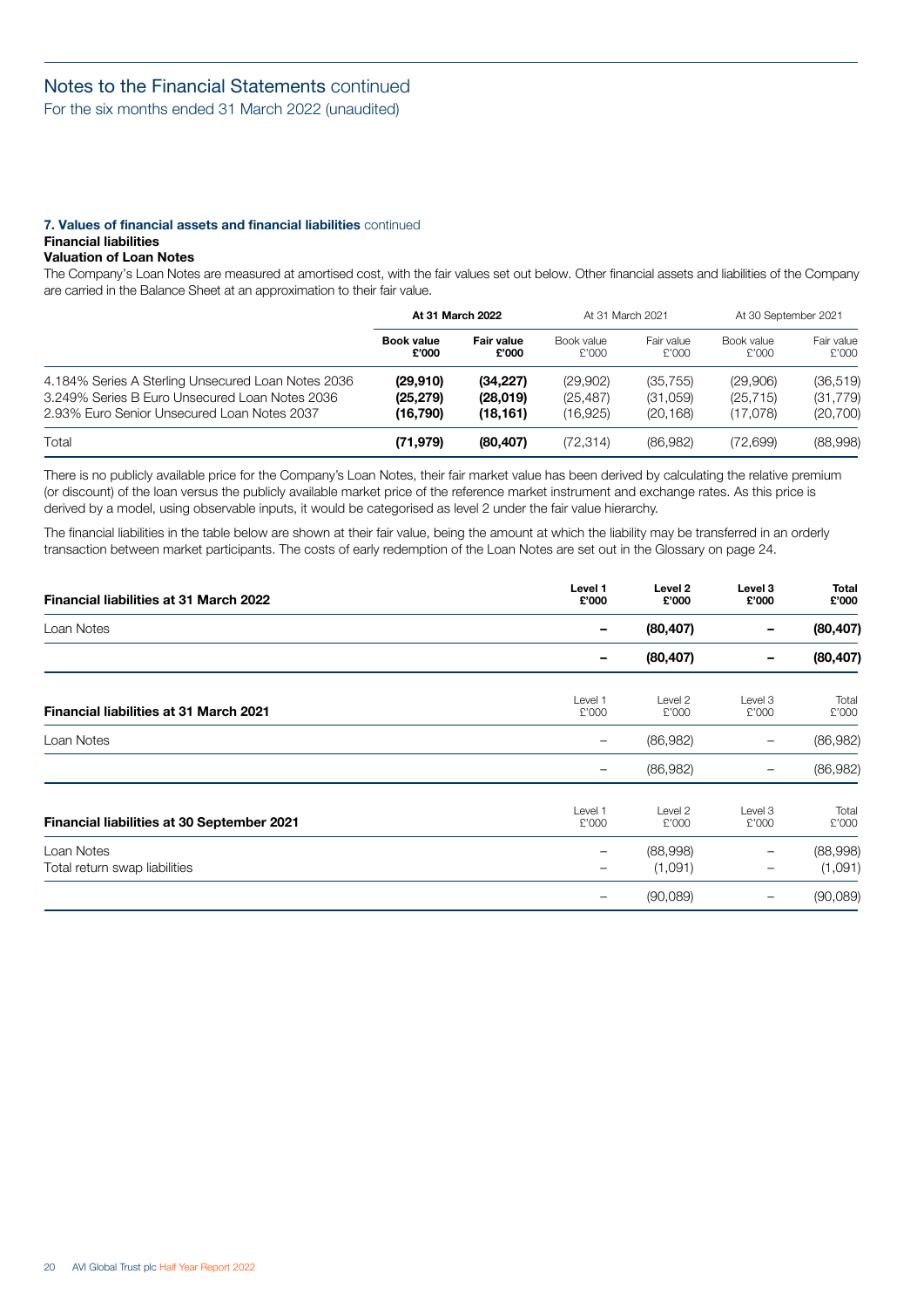# Notes to the Financial Statements continued

For the six months ended 31 March 2022 (unaudited)

### 7. Values of financial assets and financial liabilities continued

**Financial liabilities**

**Valuation of Loan Notes**

The Company's Loan Notes are measured at amortised cost, with the fair values set out below. Other financial assets and liabilities of the Company are carried in the Balance Sheet at an approximation to their fair value.

| | **At 31 March 2022** | | At 31 March 2021 | | At 30 September 2021 | |
|---|---|---|---|---|---|---|
| | **Book value £'000** | **Fair value £'000** | Book value £'000 | Fair value £'000 | Book value £'000 | Fair value £'000 |
| 4.184% Series A Sterling Unsecured Loan Notes 2036 | **(29,910)** | **(34,227)** | (29,902) | (35,755) | (29,906) | (36,519) |
| 3.249% Series B Euro Unsecured Loan Notes 2036 | **(25,279)** | **(28,019)** | (25,487) | (31,059) | (25,715) | (31,779) |
| 2.93% Euro Senior Unsecured Loan Notes 2037 | **(16,790)** | **(18,161)** | (16,925) | (20,168) | (17,078) | (20,700) |
| Total | **(71,979)** | **(80,407)** | (72,314) | (86,982) | (72,699) | (88,998) |

There is no publicly available price for the Company's Loan Notes, their fair market value has been derived by calculating the relative premium (or discount) of the loan versus the publicly available market price of the reference market instrument and exchange rates. As this price is derived by a model, using observable inputs, it would be categorised as level 2 under the fair value hierarchy.

The financial liabilities in the table below are shown at their fair value, being the amount at which the liability may be transferred in an orderly transaction between market participants. The costs of early redemption of the Loan Notes are set out in the Glossary on page 24.

| **Financial liabilities at 31 March 2022** | **Level 1 £'000** | **Level 2 £'000** | **Level 3 £'000** | **Total £'000** |
|---|---|---|---|---|
| Loan Notes | **–** | **(80,407)** | **–** | **(80,407)** |
| | **–** | **(80,407)** | **–** | **(80,407)** |

| **Financial liabilities at 31 March 2021** | Level 1 £'000 | Level 2 £'000 | Level 3 £'000 | Total £'000 |
|---|---|---|---|---|
| Loan Notes | – | (86,982) | – | (86,982) |
| | – | (86,982) | – | (86,982) |

| **Financial liabilities at 30 September 2021** | Level 1 £'000 | Level 2 £'000 | Level 3 £'000 | Total £'000 |
|---|---|---|---|---|
| Loan Notes | – | (88,998) | – | (88,998) |
| Total return swap liabilities | – | (1,091) | – | (1,091) |
| | – | (90,089) | – | (90,089) |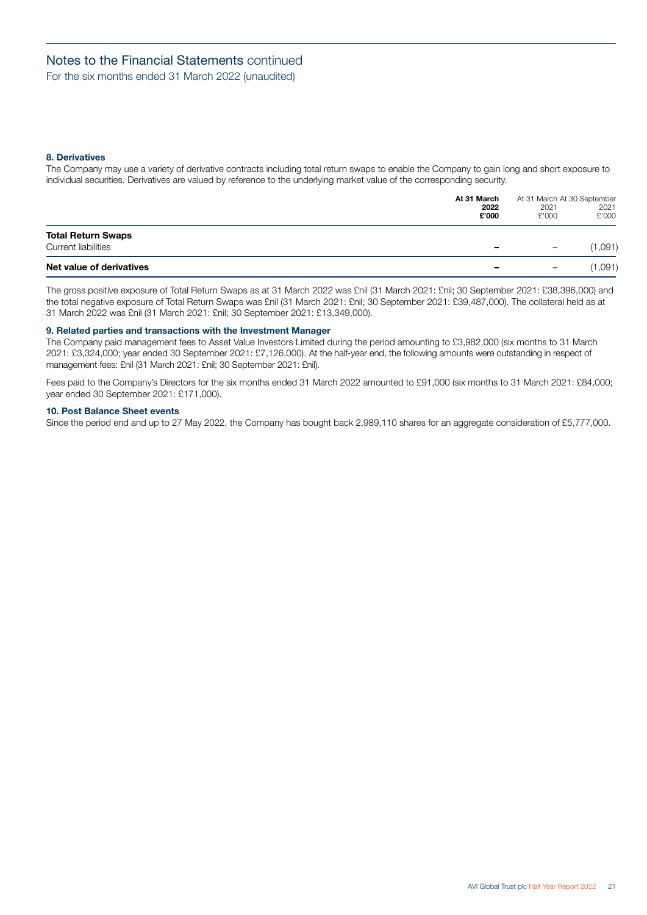# Notes to the Financial Statements continued

For the six months ended 31 March 2022 (unaudited)

### 8. Derivatives

The Company may use a variety of derivative contracts including total return swaps to enable the Company to gain long and short exposure to individual securities. Derivatives are valued by reference to the underlying market value of the corresponding security.

| | **At 31 March 2022 £'000** | At 31 March 2021 £'000 | At 30 September 2021 £'000 |
|---|---|---|---|
| **Total Return Swaps** | | | |
| Current liabilities | **–** | – | (1,091) |
| **Net value of derivatives** | **–** | – | (1,091) |

The gross positive exposure of Total Return Swaps as at 31 March 2022 was £nil (31 March 2021: £nil; 30 September 2021: £38,396,000) and the total negative exposure of Total Return Swaps was £nil (31 March 2021: £nil; 30 September 2021: £39,487,000). The collateral held as at 31 March 2022 was £nil (31 March 2021: £nil; 30 September 2021: £13,349,000).

### 9. Related parties and transactions with the Investment Manager

The Company paid management fees to Asset Value Investors Limited during the period amounting to £3,982,000 (six months to 31 March 2021: £3,324,000; year ended 30 September 2021: £7,126,000). At the half-year end, the following amounts were outstanding in respect of management fees: £nil (31 March 2021: £nil; 30 September 2021: £nil).

Fees paid to the Company's Directors for the six months ended 31 March 2022 amounted to £91,000 (six months to 31 March 2021: £84,000; year ended 30 September 2021: £171,000).

### 10. Post Balance Sheet events

Since the period end and up to 27 May 2022, the Company has bought back 2,989,110 shares for an aggregate consideration of £5,777,000.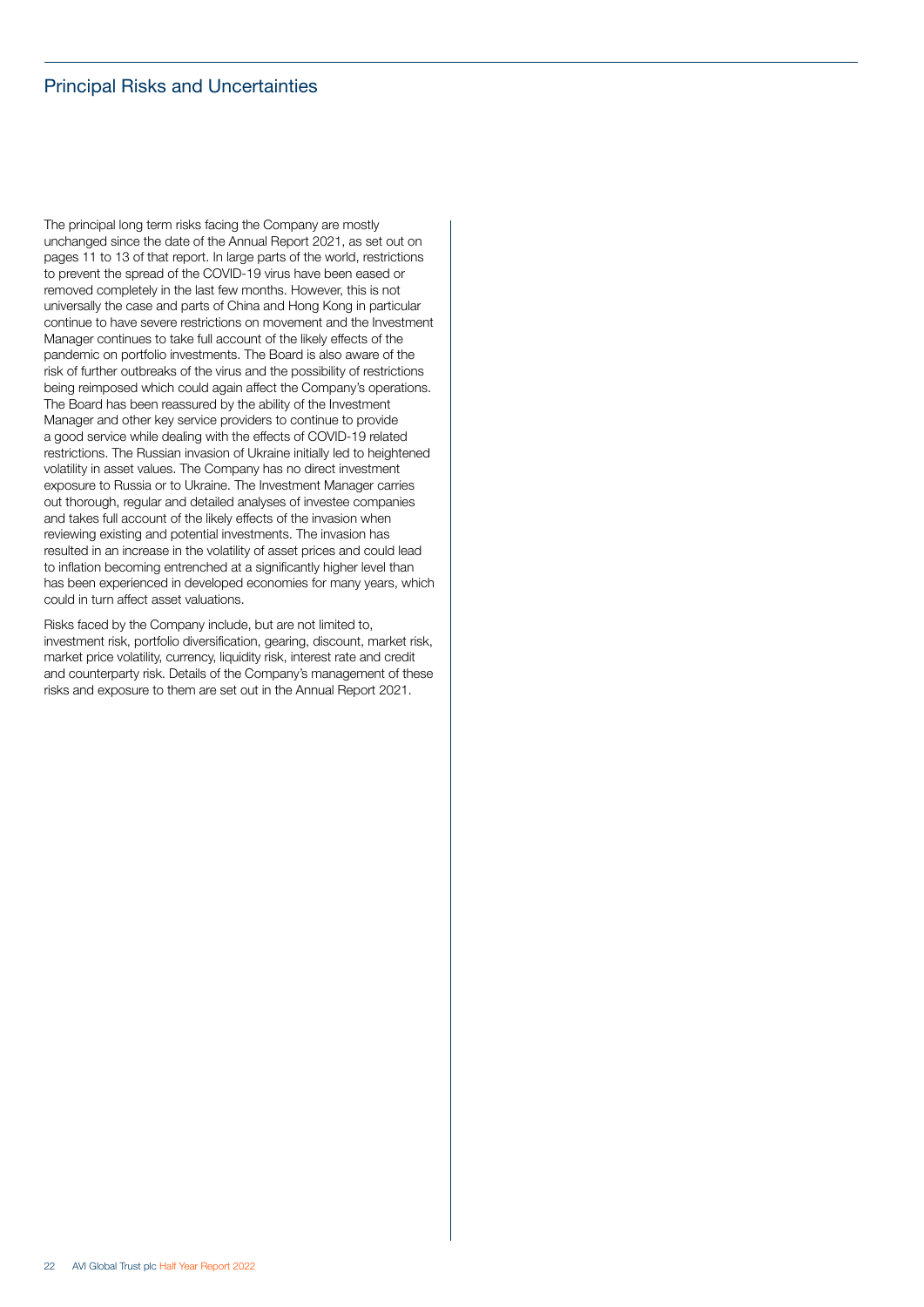# Principal Risks and Uncertainties

The principal long term risks facing the Company are mostly unchanged since the date of the Annual Report 2021, as set out on pages 11 to 13 of that report. In large parts of the world, restrictions to prevent the spread of the COVID-19 virus have been eased or removed completely in the last few months. However, this is not universally the case and parts of China and Hong Kong in particular continue to have severe restrictions on movement and the Investment Manager continues to take full account of the likely effects of the pandemic on portfolio investments. The Board is also aware of the risk of further outbreaks of the virus and the possibility of restrictions being reimposed which could again affect the Company's operations. The Board has been reassured by the ability of the Investment Manager and other key service providers to continue to provide a good service while dealing with the effects of COVID-19 related restrictions. The Russian invasion of Ukraine initially led to heightened volatility in asset values. The Company has no direct investment exposure to Russia or to Ukraine. The Investment Manager carries out thorough, regular and detailed analyses of investee companies and takes full account of the likely effects of the invasion when reviewing existing and potential investments. The invasion has resulted in an increase in the volatility of asset prices and could lead to inflation becoming entrenched at a significantly higher level than has been experienced in developed economies for many years, which could in turn affect asset valuations.

Risks faced by the Company include, but are not limited to, investment risk, portfolio diversification, gearing, discount, market risk, market price volatility, currency, liquidity risk, interest rate and credit and counterparty risk. Details of the Company's management of these risks and exposure to them are set out in the Annual Report 2021.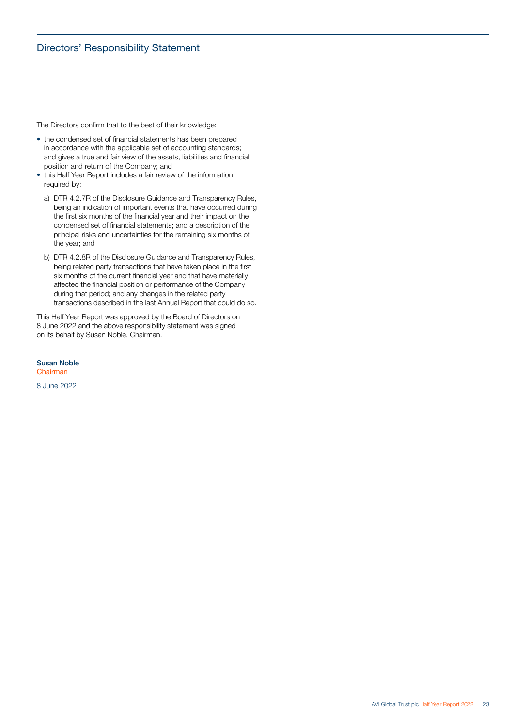# Directors' Responsibility Statement

The Directors confirm that to the best of their knowledge:

- the condensed set of financial statements has been prepared in accordance with the applicable set of accounting standards; and gives a true and fair view of the assets, liabilities and financial position and return of the Company; and
- this Half Year Report includes a fair review of the information required by:

  a) DTR 4.2.7R of the Disclosure Guidance and Transparency Rules, being an indication of important events that have occurred during the first six months of the financial year and their impact on the condensed set of financial statements; and a description of the principal risks and uncertainties for the remaining six months of the year; and

  b) DTR 4.2.8R of the Disclosure Guidance and Transparency Rules, being related party transactions that have taken place in the first six months of the current financial year and that have materially affected the financial position or performance of the Company during that period; and any changes in the related party transactions described in the last Annual Report that could do so.

This Half Year Report was approved by the Board of Directors on 8 June 2022 and the above responsibility statement was signed on its behalf by Susan Noble, Chairman.

**Susan Noble**
Chairman

8 June 2022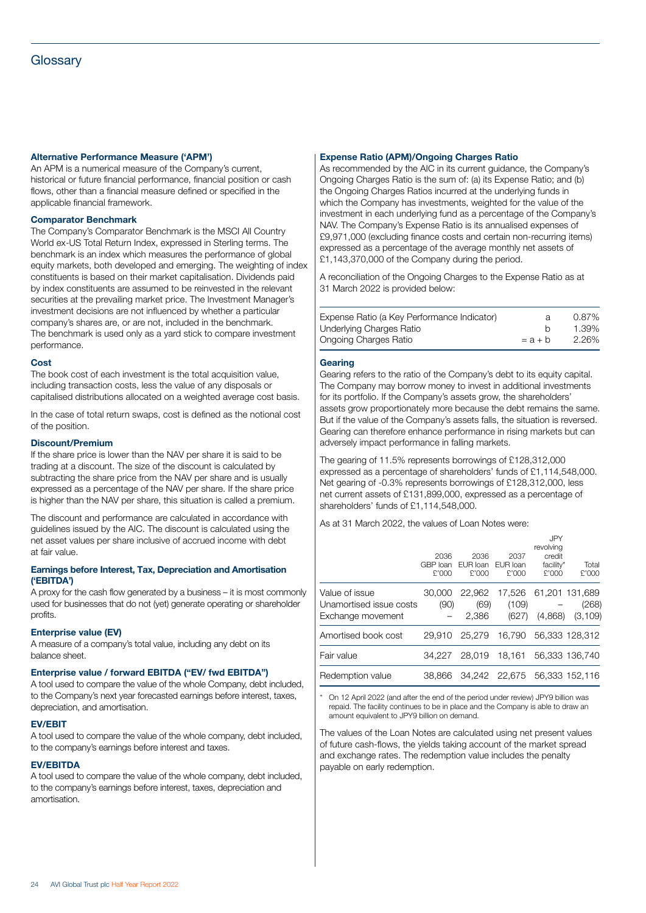# Glossary

### Alternative Performance Measure ('APM')

An APM is a numerical measure of the Company's current, historical or future financial performance, financial position or cash flows, other than a financial measure defined or specified in the applicable financial framework.

### Comparator Benchmark

The Company's Comparator Benchmark is the MSCI All Country World ex-US Total Return Index, expressed in Sterling terms. The benchmark is an index which measures the performance of global equity markets, both developed and emerging. The weighting of index constituents is based on their market capitalisation. Dividends paid by index constituents are assumed to be reinvested in the relevant securities at the prevailing market price. The Investment Manager's investment decisions are not influenced by whether a particular company's shares are, or are not, included in the benchmark. The benchmark is used only as a yard stick to compare investment performance.

### Cost

The book cost of each investment is the total acquisition value, including transaction costs, less the value of any disposals or capitalised distributions allocated on a weighted average cost basis.

In the case of total return swaps, cost is defined as the notional cost of the position.

### Discount/Premium

If the share price is lower than the NAV per share it is said to be trading at a discount. The size of the discount is calculated by subtracting the share price from the NAV per share and is usually expressed as a percentage of the NAV per share. If the share price is higher than the NAV per share, this situation is called a premium.

The discount and performance are calculated in accordance with guidelines issued by the AIC. The discount is calculated using the net asset values per share inclusive of accrued income with debt at fair value.

### Earnings before Interest, Tax, Depreciation and Amortisation ('EBITDA')

A proxy for the cash flow generated by a business – it is most commonly used for businesses that do not (yet) generate operating or shareholder profits.

### Enterprise value (EV)

A measure of a company's total value, including any debt on its balance sheet.

### Enterprise value / forward EBITDA ("EV/ fwd EBITDA")

A tool used to compare the value of the whole Company, debt included, to the Company's next year forecasted earnings before interest, taxes, depreciation, and amortisation.

### EV/EBIT

A tool used to compare the value of the whole company, debt included, to the company's earnings before interest and taxes.

### EV/EBITDA

A tool used to compare the value of the whole company, debt included, to the company's earnings before interest, taxes, depreciation and amortisation.

### Expense Ratio (APM)/Ongoing Charges Ratio

As recommended by the AIC in its current guidance, the Company's Ongoing Charges Ratio is the sum of: (a) its Expense Ratio; and (b) the Ongoing Charges Ratios incurred at the underlying funds in which the Company has investments, weighted for the value of the investment in each underlying fund as a percentage of the Company's NAV. The Company's Expense Ratio is its annualised expenses of £9,971,000 (excluding finance costs and certain non-recurring items) expressed as a percentage of the average monthly net assets of £1,143,370,000 of the Company during the period.

A reconciliation of the Ongoing Charges to the Expense Ratio as at 31 March 2022 is provided below:

| | | |
|---|---|---|
| Expense Ratio (a Key Performance Indicator) | a | 0.87% |
| Underlying Charges Ratio | b | 1.39% |
| Ongoing Charges Ratio | = a + b | 2.26% |

### Gearing

Gearing refers to the ratio of the Company's debt to its equity capital. The Company may borrow money to invest in additional investments for its portfolio. If the Company's assets grow, the shareholders' assets grow proportionately more because the debt remains the same. But if the value of the Company's assets falls, the situation is reversed. Gearing can therefore enhance performance in rising markets but can adversely impact performance in falling markets.

The gearing of 11.5% represents borrowings of £128,312,000 expressed as a percentage of shareholders' funds of £1,114,548,000. Net gearing of -0.3% represents borrowings of £128,312,000, less net current assets of £131,899,000, expressed as a percentage of shareholders' funds of £1,114,548,000.

As at 31 March 2022, the values of Loan Notes were:

| | 2036 GBP loan £'000 | 2036 EUR loan £'000 | 2037 EUR loan £'000 | JPY revolving credit facility* £'000 | Total £'000 |
|---|---|---|---|---|---|
| Value of issue | 30,000 | 22,962 | 17,526 | 61,201 | 131,689 |
| Unamortised issue costs | (90) | (69) | (109) | – | (268) |
| Exchange movement | – | 2,386 | (627) | (4,868) | (3,109) |
| Amortised book cost | 29,910 | 25,279 | 16,790 | 56,333 | 128,312 |
| Fair value | 34,227 | 28,019 | 18,161 | 56,333 | 136,740 |
| Redemption value | 38,866 | 34,242 | 22,675 | 56,333 | 152,116 |

\* On 12 April 2022 (and after the end of the period under review) JPY9 billion was repaid. The facility continues to be in place and the Company is able to draw an amount equivalent to JPY9 billion on demand.

The values of the Loan Notes are calculated using net present values of future cash-flows, the yields taking account of the market spread and exchange rates. The redemption value includes the penalty payable on early redemption.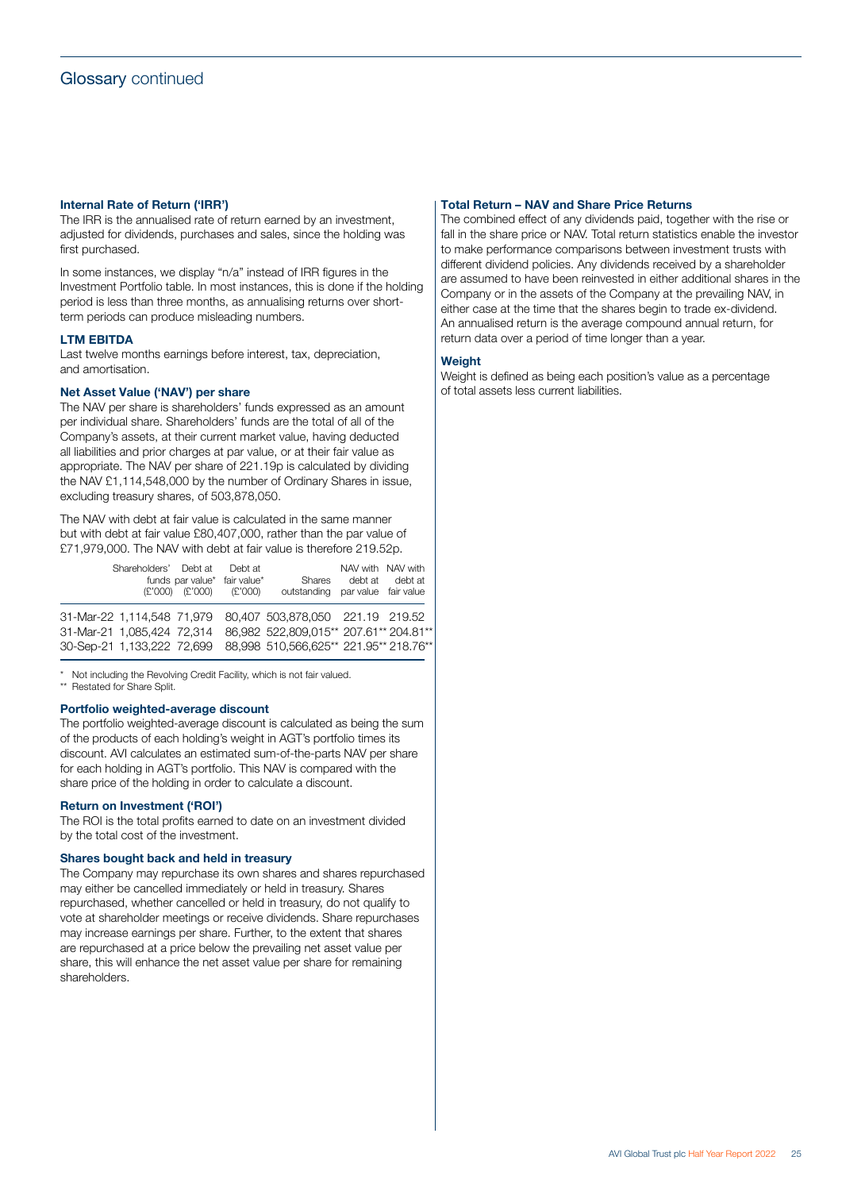## Glossary continued

### Internal Rate of Return ('IRR')

The IRR is the annualised rate of return earned by an investment, adjusted for dividends, purchases and sales, since the holding was first purchased.

In some instances, we display "n/a" instead of IRR figures in the Investment Portfolio table. In most instances, this is done if the holding period is less than three months, as annualising returns over short-term periods can produce misleading numbers.

### LTM EBITDA

Last twelve months earnings before interest, tax, depreciation, and amortisation.

### Net Asset Value ('NAV') per share

The NAV per share is shareholders' funds expressed as an amount per individual share. Shareholders' funds are the total of all of the Company's assets, at their current market value, having deducted all liabilities and prior charges at par value, or at their fair value as appropriate. The NAV per share of 221.19p is calculated by dividing the NAV £1,114,548,000 by the number of Ordinary Shares in issue, excluding treasury shares, of 503,878,050.

The NAV with debt at fair value is calculated in the same manner but with debt at fair value £80,407,000, rather than the par value of £71,979,000. The NAV with debt at fair value is therefore 219.52p.

| | Shareholders' funds (£'000) | Debt at par value* (£'000) | Debt at fair value* (£'000) | Shares outstanding | NAV with debt at par value | NAV with debt at fair value |
|---|---|---|---|---|---|---|
| 31-Mar-22 | 1,114,548 | 71,979 | 80,407 | 503,878,050 | 221.19 | 219.52 |
| 31-Mar-21 | 1,085,424 | 72,314 | 86,982 | 522,809,015** | 207.61** | 204.81** |
| 30-Sep-21 | 1,133,222 | 72,699 | 88,998 | 510,566,625** | 221.95** | 218.76** |

\* Not including the Revolving Credit Facility, which is not fair valued.
\** Restated for Share Split.

### Portfolio weighted-average discount

The portfolio weighted-average discount is calculated as being the sum of the products of each holding's weight in AGT's portfolio times its discount. AVI calculates an estimated sum-of-the-parts NAV per share for each holding in AGT's portfolio. This NAV is compared with the share price of the holding in order to calculate a discount.

### Return on Investment ('ROI')

The ROI is the total profits earned to date on an investment divided by the total cost of the investment.

### Shares bought back and held in treasury

The Company may repurchase its own shares and shares repurchased may either be cancelled immediately or held in treasury. Shares repurchased, whether cancelled or held in treasury, do not qualify to vote at shareholder meetings or receive dividends. Share repurchases may increase earnings per share. Further, to the extent that shares are repurchased at a price below the prevailing net asset value per share, this will enhance the net asset value per share for remaining shareholders.

### Total Return – NAV and Share Price Returns

The combined effect of any dividends paid, together with the rise or fall in the share price or NAV. Total return statistics enable the investor to make performance comparisons between investment trusts with different dividend policies. Any dividends received by a shareholder are assumed to have been reinvested in either additional shares in the Company or in the assets of the Company at the prevailing NAV, in either case at the time that the shares begin to trade ex-dividend. An annualised return is the average compound annual return, for return data over a period of time longer than a year.

### Weight

Weight is defined as being each position's value as a percentage of total assets less current liabilities.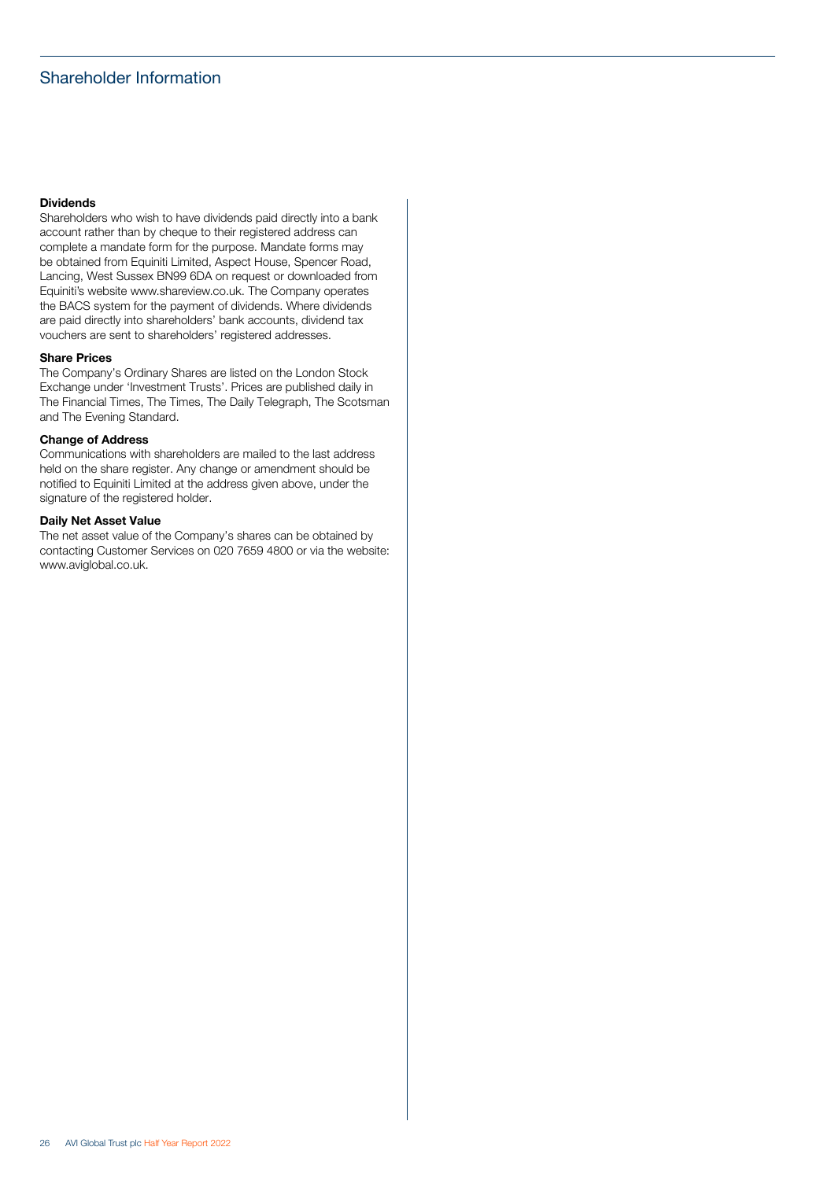# Shareholder Information

**Dividends**
Shareholders who wish to have dividends paid directly into a bank account rather than by cheque to their registered address can complete a mandate form for the purpose. Mandate forms may be obtained from Equiniti Limited, Aspect House, Spencer Road, Lancing, West Sussex BN99 6DA on request or downloaded from Equiniti's website www.shareview.co.uk. The Company operates the BACS system for the payment of dividends. Where dividends are paid directly into shareholders' bank accounts, dividend tax vouchers are sent to shareholders' registered addresses.

**Share Prices**
The Company's Ordinary Shares are listed on the London Stock Exchange under 'Investment Trusts'. Prices are published daily in The Financial Times, The Times, The Daily Telegraph, The Scotsman and The Evening Standard.

**Change of Address**
Communications with shareholders are mailed to the last address held on the share register. Any change or amendment should be notified to Equiniti Limited at the address given above, under the signature of the registered holder.

**Daily Net Asset Value**
The net asset value of the Company's shares can be obtained by contacting Customer Services on 020 7659 4800 or via the website: www.aviglobal.co.uk.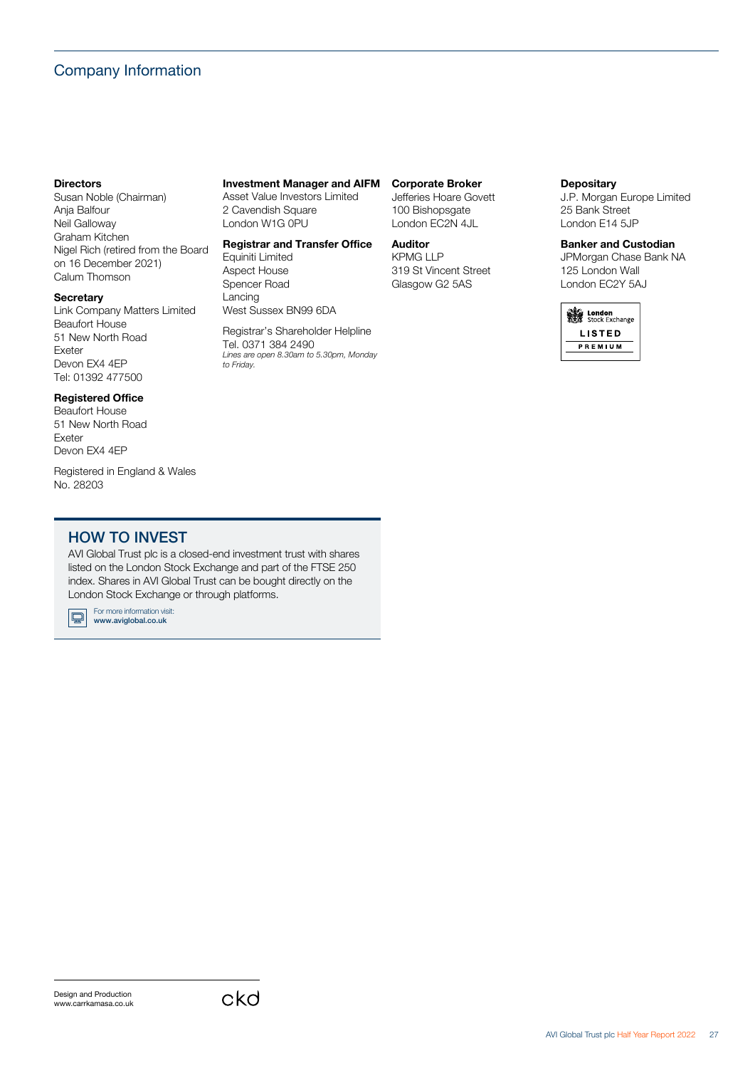# Company Information

**Directors**
Susan Noble (Chairman)
Anja Balfour
Neil Galloway
Graham Kitchen
Nigel Rich (retired from the Board on 16 December 2021)
Calum Thomson

**Secretary**
Link Company Matters Limited
Beaufort House
51 New North Road
Exeter
Devon EX4 4EP
Tel: 01392 477500

**Registered Office**
Beaufort House
51 New North Road
Exeter
Devon EX4 4EP

Registered in England & Wales
No. 28203

**Investment Manager and AIFM**
Asset Value Investors Limited
2 Cavendish Square
London W1G 0PU

**Registrar and Transfer Office**
Equiniti Limited
Aspect House
Spencer Road
Lancing
West Sussex BN99 6DA

Registrar's Shareholder Helpline
Tel. 0371 384 2490
*Lines are open 8.30am to 5.30pm, Monday to Friday.*

**Corporate Broker**
Jefferies Hoare Govett
100 Bishopsgate
London EC2N 4JL

**Auditor**
KPMG LLP
319 St Vincent Street
Glasgow G2 5AS

**Depositary**
J.P. Morgan Europe Limited
25 Bank Street
London E14 5JP

**Banker and Custodian**
JPMorgan Chase Bank NA
125 London Wall
London EC2Y 5AJ

London Stock Exchange
LISTED
PREMIUM

## HOW TO INVEST

AVI Global Trust plc is a closed-end investment trust with shares listed on the London Stock Exchange and part of the FTSE 250 index. Shares in AVI Global Trust can be bought directly on the London Stock Exchange or through platforms.

For more information visit:
**www.aviglobal.co.uk**

Design and Production
www.carrkamasa.co.uk

ckd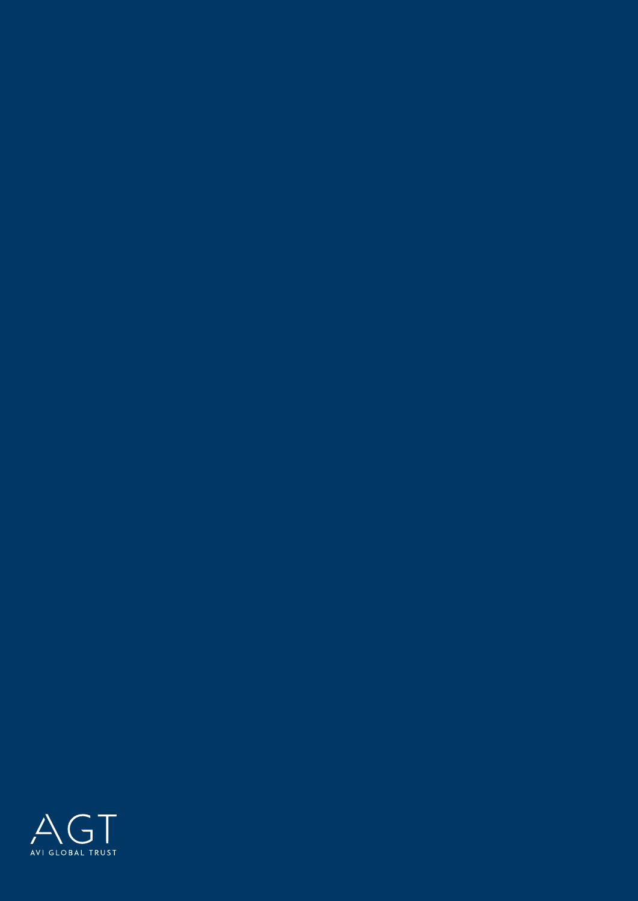AGT

AVI GLOBAL TRUST